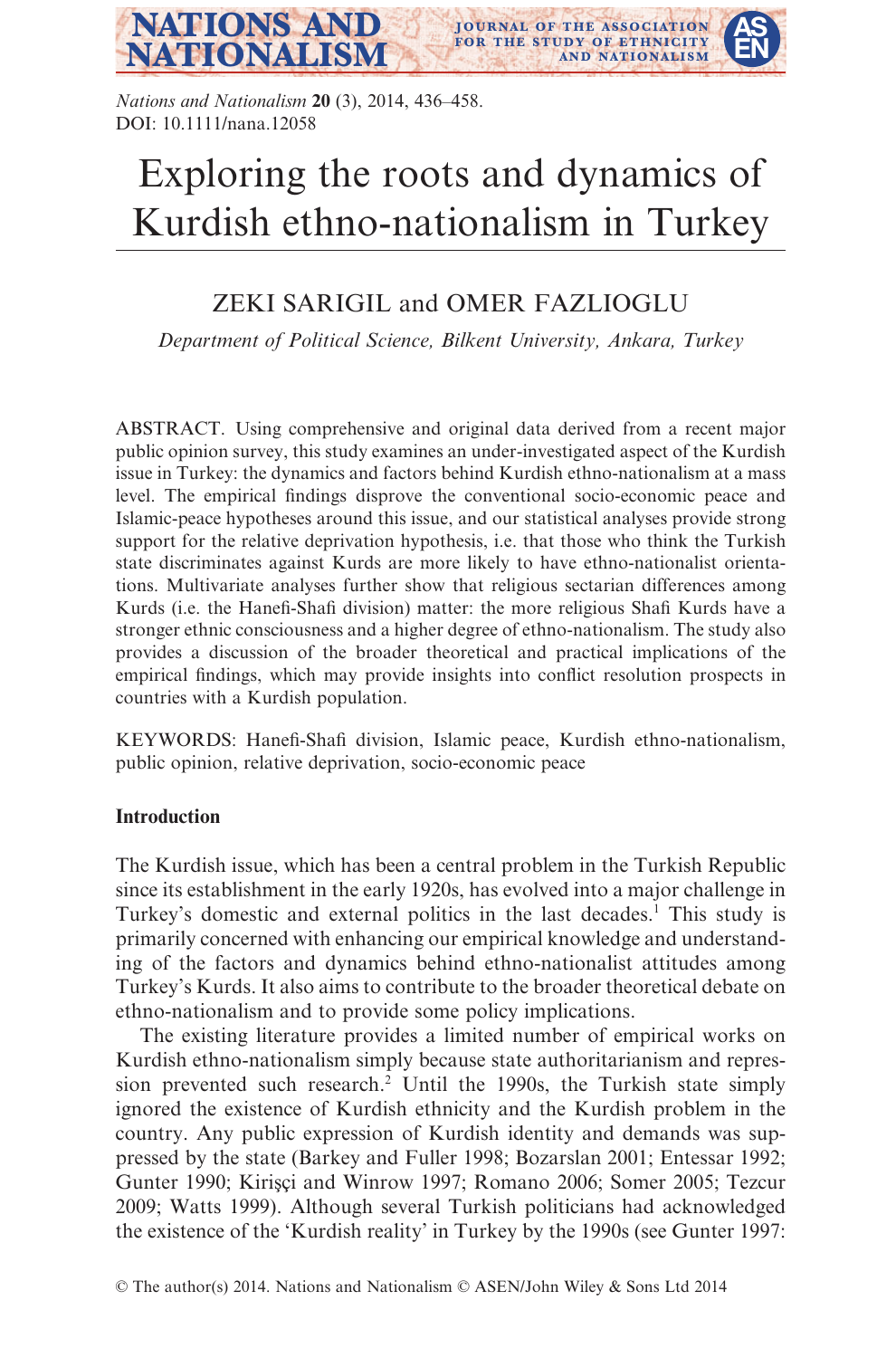*Nations and Nationalism* **20** (3), 2014, 436–458.
DOI: 10.1111/nana.12058

# Exploring the roots and dynamics of Kurdish ethno-nationalism in Turkey

ZEKI SARIGIL and OMER FAZLIOGLU

*Department of Political Science, Bilkent University, Ankara, Turkey*

ABSTRACT. Using comprehensive and original data derived from a recent major public opinion survey, this study examines an under-investigated aspect of the Kurdish issue in Turkey: the dynamics and factors behind Kurdish ethno-nationalism at a mass level. The empirical findings disprove the conventional socio-economic peace and Islamic-peace hypotheses around this issue, and our statistical analyses provide strong support for the relative deprivation hypothesis, i.e. that those who think the Turkish state discriminates against Kurds are more likely to have ethno-nationalist orientations. Multivariate analyses further show that religious sectarian differences among Kurds (i.e. the Hanefi-Shafi division) matter: the more religious Shafi Kurds have a stronger ethnic consciousness and a higher degree of ethno-nationalism. The study also provides a discussion of the broader theoretical and practical implications of the empirical findings, which may provide insights into conflict resolution prospects in countries with a Kurdish population.

KEYWORDS: Hanefi-Shafi division, Islamic peace, Kurdish ethno-nationalism, public opinion, relative deprivation, socio-economic peace

## Introduction

The Kurdish issue, which has been a central problem in the Turkish Republic since its establishment in the early 1920s, has evolved into a major challenge in Turkey's domestic and external politics in the last decades.[1] This study is primarily concerned with enhancing our empirical knowledge and understanding of the factors and dynamics behind ethno-nationalist attitudes among Turkey's Kurds. It also aims to contribute to the broader theoretical debate on ethno-nationalism and to provide some policy implications.

The existing literature provides a limited number of empirical works on Kurdish ethno-nationalism simply because state authoritarianism and repression prevented such research.[2] Until the 1990s, the Turkish state simply ignored the existence of Kurdish ethnicity and the Kurdish problem in the country. Any public expression of Kurdish identity and demands was suppressed by the state (Barkey and Fuller 1998; Bozarslan 2001; Entessar 1992; Gunter 1990; Kirişçi and Winrow 1997; Romano 2006; Somer 2005; Tezcur 2009; Watts 1999). Although several Turkish politicians had acknowledged the existence of the 'Kurdish reality' in Turkey by the 1990s (see Gunter 1997:

© The author(s) 2014. Nations and Nationalism © ASEN/John Wiley & Sons Ltd 2014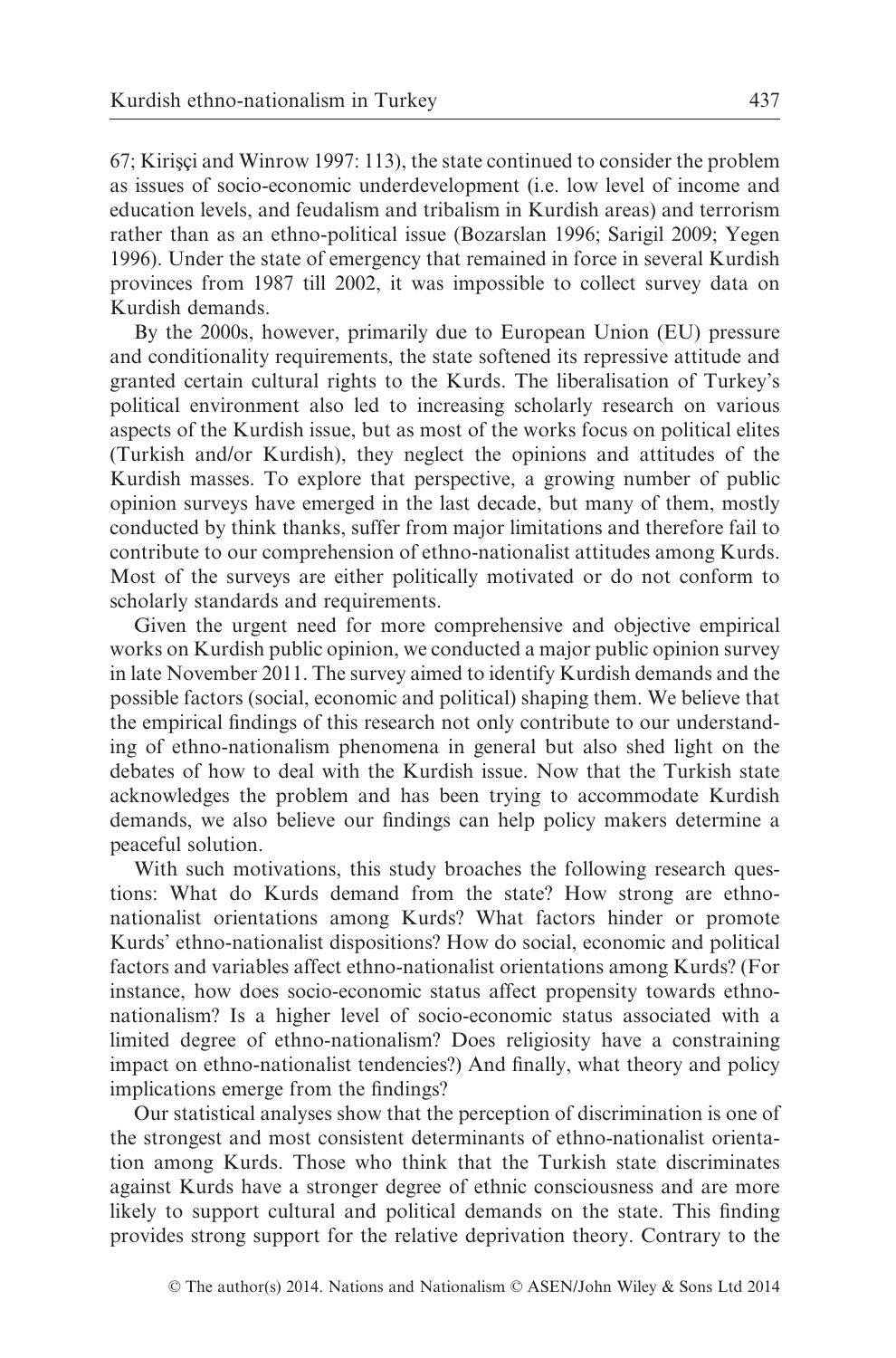67; Kirişçi and Winrow 1997: 113), the state continued to consider the problem as issues of socio-economic underdevelopment (i.e. low level of income and education levels, and feudalism and tribalism in Kurdish areas) and terrorism rather than as an ethno-political issue (Bozarslan 1996; Sarigil 2009; Yegen 1996). Under the state of emergency that remained in force in several Kurdish provinces from 1987 till 2002, it was impossible to collect survey data on Kurdish demands.

By the 2000s, however, primarily due to European Union (EU) pressure and conditionality requirements, the state softened its repressive attitude and granted certain cultural rights to the Kurds. The liberalisation of Turkey's political environment also led to increasing scholarly research on various aspects of the Kurdish issue, but as most of the works focus on political elites (Turkish and/or Kurdish), they neglect the opinions and attitudes of the Kurdish masses. To explore that perspective, a growing number of public opinion surveys have emerged in the last decade, but many of them, mostly conducted by think thanks, suffer from major limitations and therefore fail to contribute to our comprehension of ethno-nationalist attitudes among Kurds. Most of the surveys are either politically motivated or do not conform to scholarly standards and requirements.

Given the urgent need for more comprehensive and objective empirical works on Kurdish public opinion, we conducted a major public opinion survey in late November 2011. The survey aimed to identify Kurdish demands and the possible factors (social, economic and political) shaping them. We believe that the empirical findings of this research not only contribute to our understanding of ethno-nationalism phenomena in general but also shed light on the debates of how to deal with the Kurdish issue. Now that the Turkish state acknowledges the problem and has been trying to accommodate Kurdish demands, we also believe our findings can help policy makers determine a peaceful solution.

With such motivations, this study broaches the following research questions: What do Kurds demand from the state? How strong are ethno-nationalist orientations among Kurds? What factors hinder or promote Kurds' ethno-nationalist dispositions? How do social, economic and political factors and variables affect ethno-nationalist orientations among Kurds? (For instance, how does socio-economic status affect propensity towards ethno-nationalism? Is a higher level of socio-economic status associated with a limited degree of ethno-nationalism? Does religiosity have a constraining impact on ethno-nationalist tendencies?) And finally, what theory and policy implications emerge from the findings?

Our statistical analyses show that the perception of discrimination is one of the strongest and most consistent determinants of ethno-nationalist orientation among Kurds. Those who think that the Turkish state discriminates against Kurds have a stronger degree of ethnic consciousness and are more likely to support cultural and political demands on the state. This finding provides strong support for the relative deprivation theory. Contrary to the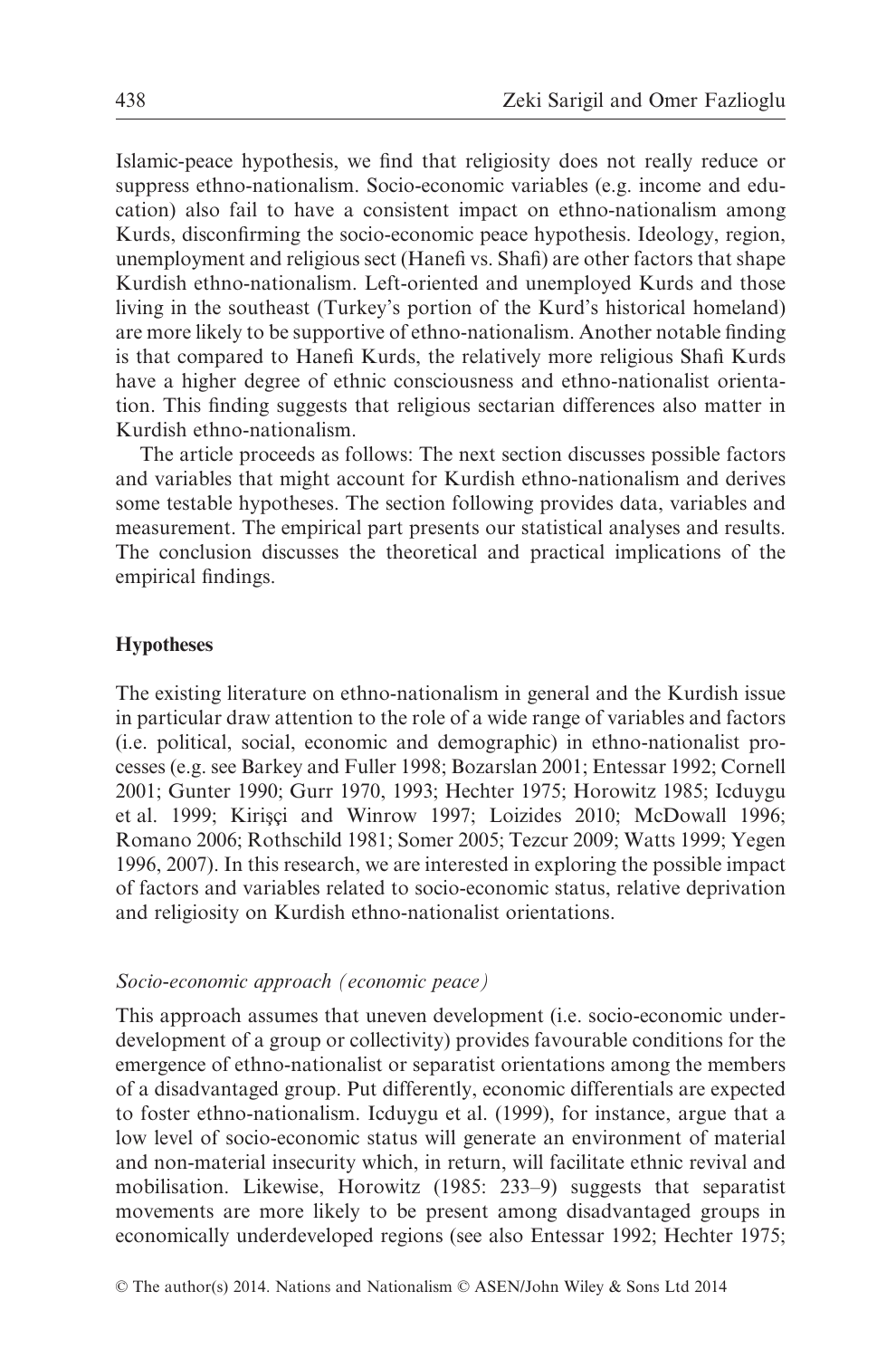Islamic-peace hypothesis, we find that religiosity does not really reduce or suppress ethno-nationalism. Socio-economic variables (e.g. income and education) also fail to have a consistent impact on ethno-nationalism among Kurds, disconfirming the socio-economic peace hypothesis. Ideology, region, unemployment and religious sect (Hanefi vs. Shafi) are other factors that shape Kurdish ethno-nationalism. Left-oriented and unemployed Kurds and those living in the southeast (Turkey's portion of the Kurd's historical homeland) are more likely to be supportive of ethno-nationalism. Another notable finding is that compared to Hanefi Kurds, the relatively more religious Shafi Kurds have a higher degree of ethnic consciousness and ethno-nationalist orientation. This finding suggests that religious sectarian differences also matter in Kurdish ethno-nationalism.

The article proceeds as follows: The next section discusses possible factors and variables that might account for Kurdish ethno-nationalism and derives some testable hypotheses. The section following provides data, variables and measurement. The empirical part presents our statistical analyses and results. The conclusion discusses the theoretical and practical implications of the empirical findings.

## Hypotheses

The existing literature on ethno-nationalism in general and the Kurdish issue in particular draw attention to the role of a wide range of variables and factors (i.e. political, social, economic and demographic) in ethno-nationalist processes (e.g. see Barkey and Fuller 1998; Bozarslan 2001; Entessar 1992; Cornell 2001; Gunter 1990; Gurr 1970, 1993; Hechter 1975; Horowitz 1985; Icduygu et al. 1999; Kirişçi and Winrow 1997; Loizides 2010; McDowall 1996; Romano 2006; Rothschild 1981; Somer 2005; Tezcur 2009; Watts 1999; Yegen 1996, 2007). In this research, we are interested in exploring the possible impact of factors and variables related to socio-economic status, relative deprivation and religiosity on Kurdish ethno-nationalist orientations.

### *Socio-economic approach (economic peace)*

This approach assumes that uneven development (i.e. socio-economic underdevelopment of a group or collectivity) provides favourable conditions for the emergence of ethno-nationalist or separatist orientations among the members of a disadvantaged group. Put differently, economic differentials are expected to foster ethno-nationalism. Icduygu et al. (1999), for instance, argue that a low level of socio-economic status will generate an environment of material and non-material insecurity which, in return, will facilitate ethnic revival and mobilisation. Likewise, Horowitz (1985: 233–9) suggests that separatist movements are more likely to be present among disadvantaged groups in economically underdeveloped regions (see also Entessar 1992; Hechter 1975;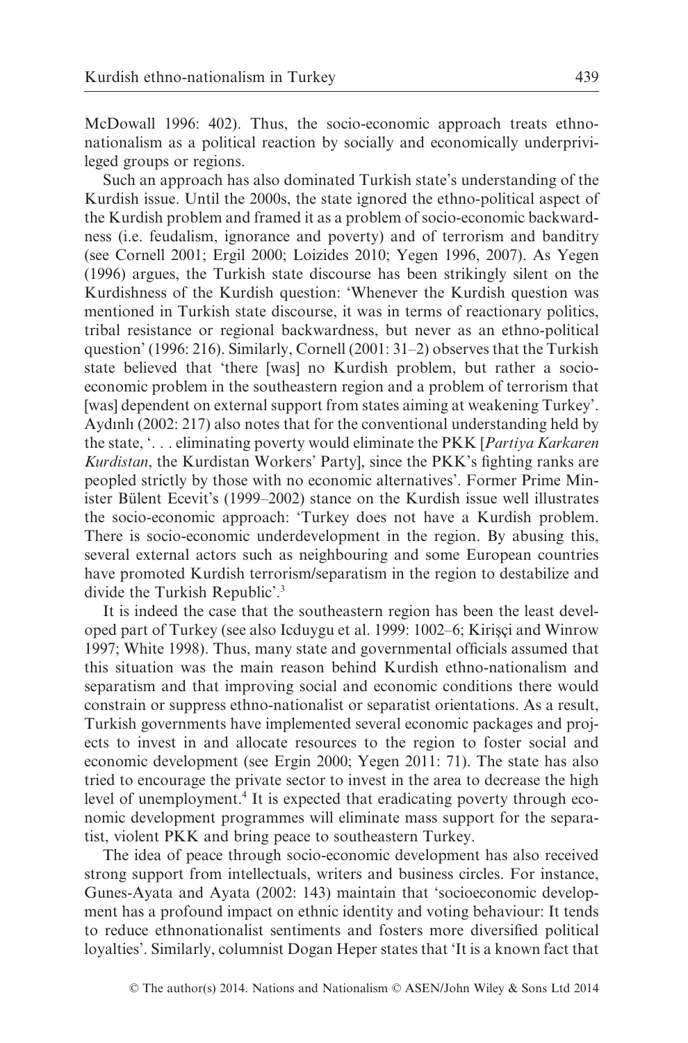McDowall 1996: 402). Thus, the socio-economic approach treats ethno-nationalism as a political reaction by socially and economically underprivileged groups or regions.

Such an approach has also dominated Turkish state's understanding of the Kurdish issue. Until the 2000s, the state ignored the ethno-political aspect of the Kurdish problem and framed it as a problem of socio-economic backwardness (i.e. feudalism, ignorance and poverty) and of terrorism and banditry (see Cornell 2001; Ergil 2000; Loizides 2010; Yegen 1996, 2007). As Yegen (1996) argues, the Turkish state discourse has been strikingly silent on the Kurdishness of the Kurdish question: 'Whenever the Kurdish question was mentioned in Turkish state discourse, it was in terms of reactionary politics, tribal resistance or regional backwardness, but never as an ethno-political question' (1996: 216). Similarly, Cornell (2001: 31–2) observes that the Turkish state believed that 'there [was] no Kurdish problem, but rather a socio-economic problem in the southeastern region and a problem of terrorism that [was] dependent on external support from states aiming at weakening Turkey'. Aydınlı (2002: 217) also notes that for the conventional understanding held by the state, '. . . eliminating poverty would eliminate the PKK [*Partiya Karkaren Kurdistan*, the Kurdistan Workers' Party], since the PKK's fighting ranks are peopled strictly by those with no economic alternatives'. Former Prime Minister Bülent Ecevit's (1999–2002) stance on the Kurdish issue well illustrates the socio-economic approach: 'Turkey does not have a Kurdish problem. There is socio-economic underdevelopment in the region. By abusing this, several external actors such as neighbouring and some European countries have promoted Kurdish terrorism/separatism in the region to destabilize and divide the Turkish Republic'.[3]

It is indeed the case that the southeastern region has been the least developed part of Turkey (see also Icduygu et al. 1999: 1002–6; Kirişçi and Winrow 1997; White 1998). Thus, many state and governmental officials assumed that this situation was the main reason behind Kurdish ethno-nationalism and separatism and that improving social and economic conditions there would constrain or suppress ethno-nationalist or separatist orientations. As a result, Turkish governments have implemented several economic packages and projects to invest in and allocate resources to the region to foster social and economic development (see Ergin 2000; Yegen 2011: 71). The state has also tried to encourage the private sector to invest in the area to decrease the high level of unemployment.[4] It is expected that eradicating poverty through economic development programmes will eliminate mass support for the separatist, violent PKK and bring peace to southeastern Turkey.

The idea of peace through socio-economic development has also received strong support from intellectuals, writers and business circles. For instance, Gunes-Ayata and Ayata (2002: 143) maintain that 'socioeconomic development has a profound impact on ethnic identity and voting behaviour: It tends to reduce ethnonationalist sentiments and fosters more diversified political loyalties'. Similarly, columnist Dogan Heper states that 'It is a known fact that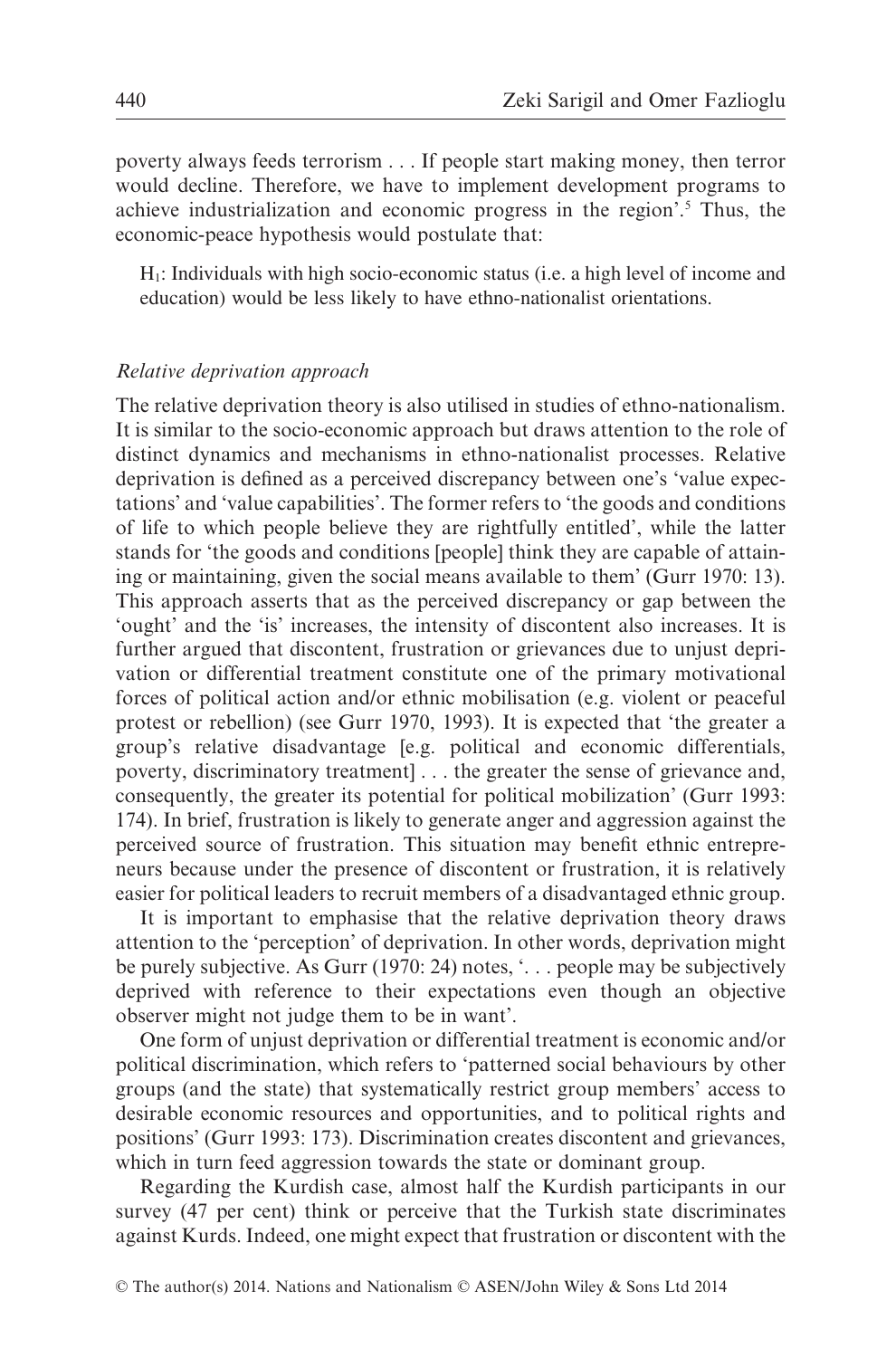poverty always feeds terrorism . . . If people start making money, then terror would decline. Therefore, we have to implement development programs to achieve industrialization and economic progress in the region'.[5] Thus, the economic-peace hypothesis would postulate that:

> $H_1$: Individuals with high socio-economic status (i.e. a high level of income and education) would be less likely to have ethno-nationalist orientations.

### *Relative deprivation approach*

The relative deprivation theory is also utilised in studies of ethno-nationalism. It is similar to the socio-economic approach but draws attention to the role of distinct dynamics and mechanisms in ethno-nationalist processes. Relative deprivation is defined as a perceived discrepancy between one's 'value expectations' and 'value capabilities'. The former refers to 'the goods and conditions of life to which people believe they are rightfully entitled', while the latter stands for 'the goods and conditions [people] think they are capable of attaining or maintaining, given the social means available to them' (Gurr 1970: 13). This approach asserts that as the perceived discrepancy or gap between the 'ought' and the 'is' increases, the intensity of discontent also increases. It is further argued that discontent, frustration or grievances due to unjust deprivation or differential treatment constitute one of the primary motivational forces of political action and/or ethnic mobilisation (e.g. violent or peaceful protest or rebellion) (see Gurr 1970, 1993). It is expected that 'the greater a group's relative disadvantage [e.g. political and economic differentials, poverty, discriminatory treatment] . . . the greater the sense of grievance and, consequently, the greater its potential for political mobilization' (Gurr 1993: 174). In brief, frustration is likely to generate anger and aggression against the perceived source of frustration. This situation may benefit ethnic entrepreneurs because under the presence of discontent or frustration, it is relatively easier for political leaders to recruit members of a disadvantaged ethnic group.

It is important to emphasise that the relative deprivation theory draws attention to the 'perception' of deprivation. In other words, deprivation might be purely subjective. As Gurr (1970: 24) notes, '. . . people may be subjectively deprived with reference to their expectations even though an objective observer might not judge them to be in want'.

One form of unjust deprivation or differential treatment is economic and/or political discrimination, which refers to 'patterned social behaviours by other groups (and the state) that systematically restrict group members' access to desirable economic resources and opportunities, and to political rights and positions' (Gurr 1993: 173). Discrimination creates discontent and grievances, which in turn feed aggression towards the state or dominant group.

Regarding the Kurdish case, almost half the Kurdish participants in our survey (47 per cent) think or perceive that the Turkish state discriminates against Kurds. Indeed, one might expect that frustration or discontent with the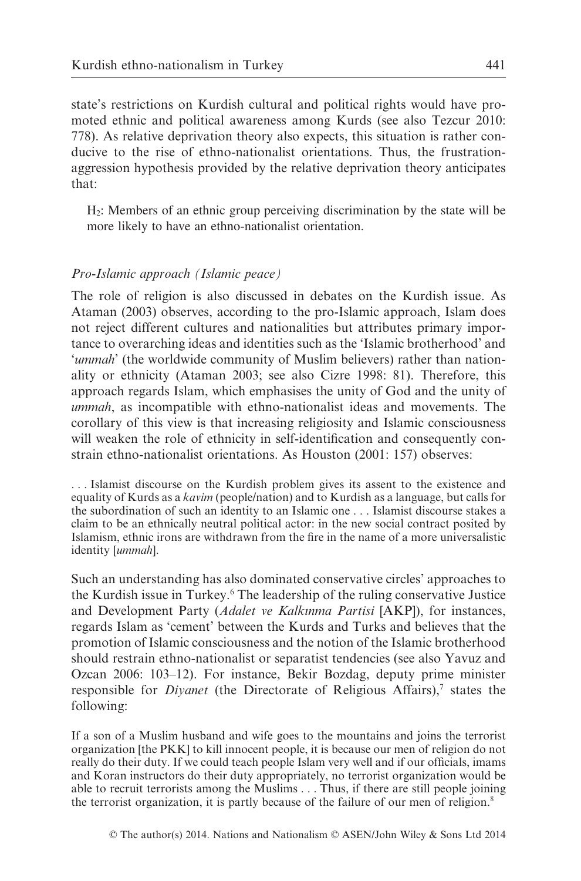state's restrictions on Kurdish cultural and political rights would have promoted ethnic and political awareness among Kurds (see also Tezcur 2010: 778). As relative deprivation theory also expects, this situation is rather conducive to the rise of ethno-nationalist orientations. Thus, the frustration-aggression hypothesis provided by the relative deprivation theory anticipates that:

> $H_2$: Members of an ethnic group perceiving discrimination by the state will be more likely to have an ethno-nationalist orientation.

### *Pro-Islamic approach (Islamic peace)*

The role of religion is also discussed in debates on the Kurdish issue. As Ataman (2003) observes, according to the pro-Islamic approach, Islam does not reject different cultures and nationalities but attributes primary importance to overarching ideas and identities such as the 'Islamic brotherhood' and '*ummah*' (the worldwide community of Muslim believers) rather than nationality or ethnicity (Ataman 2003; see also Cizre 1998: 81). Therefore, this approach regards Islam, which emphasises the unity of God and the unity of *ummah*, as incompatible with ethno-nationalist ideas and movements. The corollary of this view is that increasing religiosity and Islamic consciousness will weaken the role of ethnicity in self-identification and consequently constrain ethno-nationalist orientations. As Houston (2001: 157) observes:

> . . . Islamist discourse on the Kurdish problem gives its assent to the existence and equality of Kurds as a *kavim* (people/nation) and to Kurdish as a language, but calls for the subordination of such an identity to an Islamic one . . . Islamist discourse stakes a claim to be an ethnically neutral political actor: in the new social contract posited by Islamism, ethnic irons are withdrawn from the fire in the name of a more universalistic identity [*ummah*].

Such an understanding has also dominated conservative circles' approaches to the Kurdish issue in Turkey.[6] The leadership of the ruling conservative Justice and Development Party (*Adalet ve Kalkınma Partisi* [AKP]), for instances, regards Islam as 'cement' between the Kurds and Turks and believes that the promotion of Islamic consciousness and the notion of the Islamic brotherhood should restrain ethno-nationalist or separatist tendencies (see also Yavuz and Ozcan 2006: 103–12). For instance, Bekir Bozdag, deputy prime minister responsible for *Diyanet* (the Directorate of Religious Affairs),[7] states the following:

> If a son of a Muslim husband and wife goes to the mountains and joins the terrorist organization [the PKK] to kill innocent people, it is because our men of religion do not really do their duty. If we could teach people Islam very well and if our officials, imams and Koran instructors do their duty appropriately, no terrorist organization would be able to recruit terrorists among the Muslims . . . Thus, if there are still people joining the terrorist organization, it is partly because of the failure of our men of religion.[8]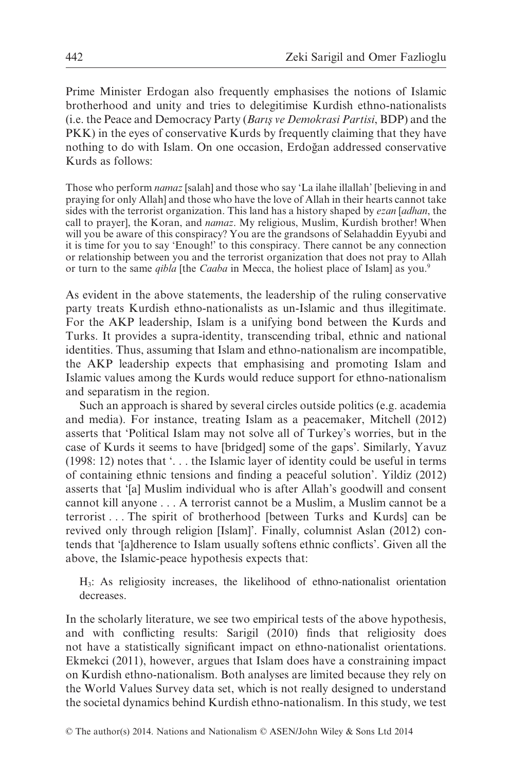Prime Minister Erdogan also frequently emphasises the notions of Islamic brotherhood and unity and tries to delegitimise Kurdish ethno-nationalists (i.e. the Peace and Democracy Party (*Barış ve Demokrasi Partisi*, BDP) and the PKK) in the eyes of conservative Kurds by frequently claiming that they have nothing to do with Islam. On one occasion, Erdoğan addressed conservative Kurds as follows:

> Those who perform *namaz* [salah] and those who say 'La ilahe illallah' [believing in and praying for only Allah] and those who have the love of Allah in their hearts cannot take sides with the terrorist organization. This land has a history shaped by *ezan* [*adhan*, the call to prayer], the Koran, and *namaz*. My religious, Muslim, Kurdish brother! When will you be aware of this conspiracy? You are the grandsons of Selahaddin Eyyubi and it is time for you to say 'Enough!' to this conspiracy. There cannot be any connection or relationship between you and the terrorist organization that does not pray to Allah or turn to the same *qibla* [the *Caaba* in Mecca, the holiest place of Islam] as you.[9]

As evident in the above statements, the leadership of the ruling conservative party treats Kurdish ethno-nationalists as un-Islamic and thus illegitimate. For the AKP leadership, Islam is a unifying bond between the Kurds and Turks. It provides a supra-identity, transcending tribal, ethnic and national identities. Thus, assuming that Islam and ethno-nationalism are incompatible, the AKP leadership expects that emphasising and promoting Islam and Islamic values among the Kurds would reduce support for ethno-nationalism and separatism in the region.

Such an approach is shared by several circles outside politics (e.g. academia and media). For instance, treating Islam as a peacemaker, Mitchell (2012) asserts that 'Political Islam may not solve all of Turkey's worries, but in the case of Kurds it seems to have [bridged] some of the gaps'. Similarly, Yavuz (1998: 12) notes that '. . . the Islamic layer of identity could be useful in terms of containing ethnic tensions and finding a peaceful solution'. Yildiz (2012) asserts that '[a] Muslim individual who is after Allah's goodwill and consent cannot kill anyone . . . A terrorist cannot be a Muslim, a Muslim cannot be a terrorist . . . The spirit of brotherhood [between Turks and Kurds] can be revived only through religion [Islam]'. Finally, columnist Aslan (2012) contends that '[a]dherence to Islam usually softens ethnic conflicts'. Given all the above, the Islamic-peace hypothesis expects that:

> $H_3$: As religiosity increases, the likelihood of ethno-nationalist orientation decreases.

In the scholarly literature, we see two empirical tests of the above hypothesis, and with conflicting results: Sarigil (2010) finds that religiosity does not have a statistically significant impact on ethno-nationalist orientations. Ekmekci (2011), however, argues that Islam does have a constraining impact on Kurdish ethno-nationalism. Both analyses are limited because they rely on the World Values Survey data set, which is not really designed to understand the societal dynamics behind Kurdish ethno-nationalism. In this study, we test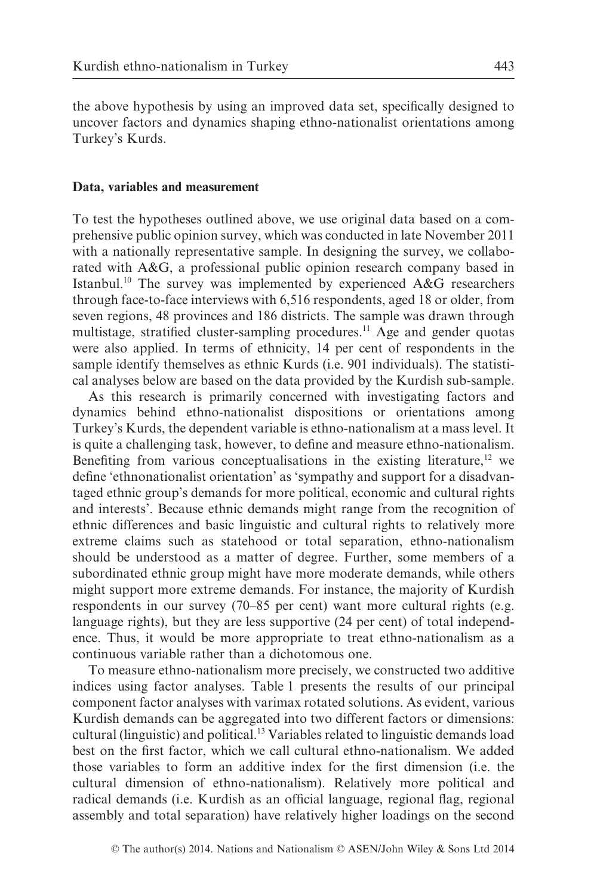the above hypothesis by using an improved data set, specifically designed to uncover factors and dynamics shaping ethno-nationalist orientations among Turkey's Kurds.

## Data, variables and measurement

To test the hypotheses outlined above, we use original data based on a comprehensive public opinion survey, which was conducted in late November 2011 with a nationally representative sample. In designing the survey, we collaborated with A&G, a professional public opinion research company based in Istanbul.[10] The survey was implemented by experienced A&G researchers through face-to-face interviews with 6,516 respondents, aged 18 or older, from seven regions, 48 provinces and 186 districts. The sample was drawn through multistage, stratified cluster-sampling procedures.[11] Age and gender quotas were also applied. In terms of ethnicity, 14 per cent of respondents in the sample identify themselves as ethnic Kurds (i.e. 901 individuals). The statistical analyses below are based on the data provided by the Kurdish sub-sample.

As this research is primarily concerned with investigating factors and dynamics behind ethno-nationalist dispositions or orientations among Turkey's Kurds, the dependent variable is ethno-nationalism at a mass level. It is quite a challenging task, however, to define and measure ethno-nationalism. Benefiting from various conceptualisations in the existing literature,[12] we define 'ethnonationalist orientation' as 'sympathy and support for a disadvantaged ethnic group's demands for more political, economic and cultural rights and interests'. Because ethnic demands might range from the recognition of ethnic differences and basic linguistic and cultural rights to relatively more extreme claims such as statehood or total separation, ethno-nationalism should be understood as a matter of degree. Further, some members of a subordinated ethnic group might have more moderate demands, while others might support more extreme demands. For instance, the majority of Kurdish respondents in our survey (70–85 per cent) want more cultural rights (e.g. language rights), but they are less supportive (24 per cent) of total independence. Thus, it would be more appropriate to treat ethno-nationalism as a continuous variable rather than a dichotomous one.

To measure ethno-nationalism more precisely, we constructed two additive indices using factor analyses. Table 1 presents the results of our principal component factor analyses with varimax rotated solutions. As evident, various Kurdish demands can be aggregated into two different factors or dimensions: cultural (linguistic) and political.[13] Variables related to linguistic demands load best on the first factor, which we call cultural ethno-nationalism. We added those variables to form an additive index for the first dimension (i.e. the cultural dimension of ethno-nationalism). Relatively more political and radical demands (i.e. Kurdish as an official language, regional flag, regional assembly and total separation) have relatively higher loadings on the second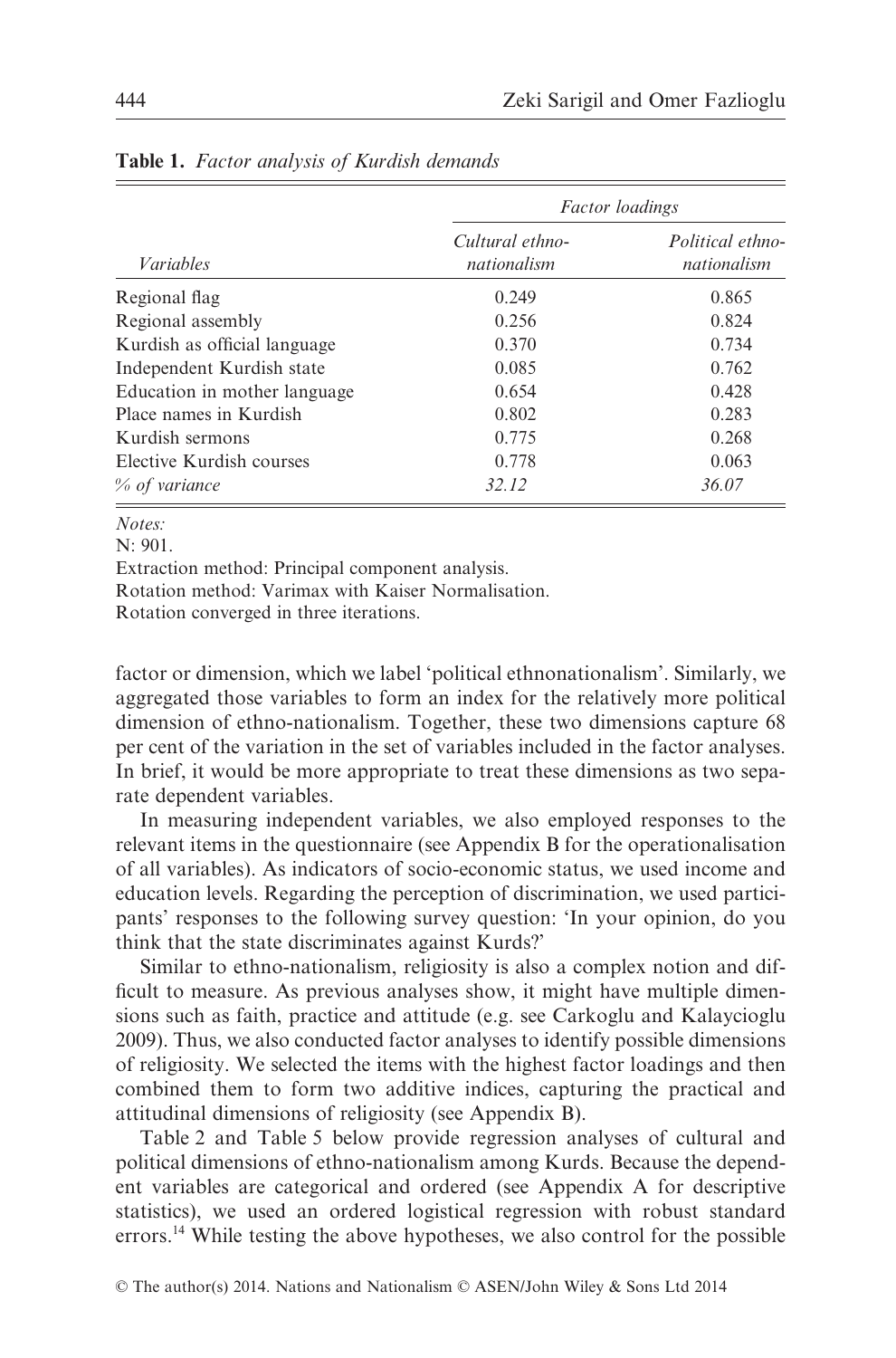**Table 1.** *Factor analysis of Kurdish demands*

| | *Factor loadings* | |
|---|---|---|
| *Variables* | *Cultural ethno-nationalism* | *Political ethno-nationalism* |
| Regional flag | 0.249 | 0.865 |
| Regional assembly | 0.256 | 0.824 |
| Kurdish as official language | 0.370 | 0.734 |
| Independent Kurdish state | 0.085 | 0.762 |
| Education in mother language | 0.654 | 0.428 |
| Place names in Kurdish | 0.802 | 0.283 |
| Kurdish sermons | 0.775 | 0.268 |
| Elective Kurdish courses | 0.778 | 0.063 |
| *% of variance* | *32.12* | *36.07* |

*Notes:*
N: 901.
Extraction method: Principal component analysis.
Rotation method: Varimax with Kaiser Normalisation.
Rotation converged in three iterations.

factor or dimension, which we label 'political ethnonationalism'. Similarly, we aggregated those variables to form an index for the relatively more political dimension of ethno-nationalism. Together, these two dimensions capture 68 per cent of the variation in the set of variables included in the factor analyses. In brief, it would be more appropriate to treat these dimensions as two separate dependent variables.

In measuring independent variables, we also employed responses to the relevant items in the questionnaire (see Appendix B for the operationalisation of all variables). As indicators of socio-economic status, we used income and education levels. Regarding the perception of discrimination, we used participants' responses to the following survey question: 'In your opinion, do you think that the state discriminates against Kurds?'

Similar to ethno-nationalism, religiosity is also a complex notion and difficult to measure. As previous analyses show, it might have multiple dimensions such as faith, practice and attitude (e.g. see Carkoglu and Kalaycioglu 2009). Thus, we also conducted factor analyses to identify possible dimensions of religiosity. We selected the items with the highest factor loadings and then combined them to form two additive indices, capturing the practical and attitudinal dimensions of religiosity (see Appendix B).

Table 2 and Table 5 below provide regression analyses of cultural and political dimensions of ethno-nationalism among Kurds. Because the dependent variables are categorical and ordered (see Appendix A for descriptive statistics), we used an ordered logistical regression with robust standard errors.[14] While testing the above hypotheses, we also control for the possible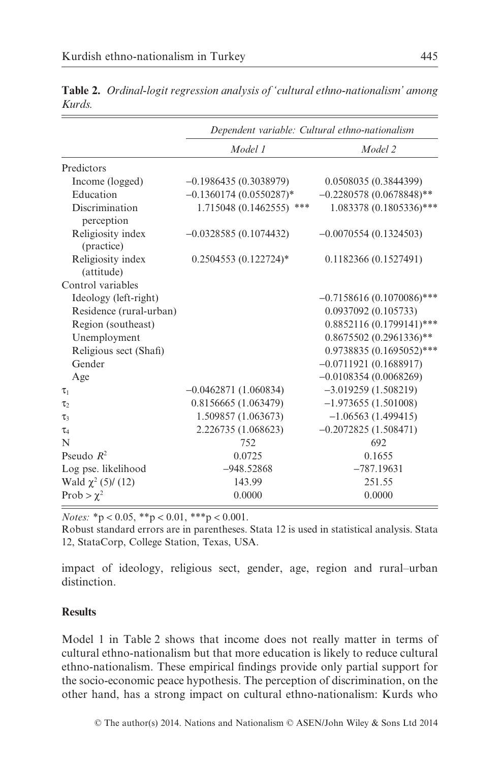**Table 2.** *Ordinal-logit regression analysis of 'cultural ethno-nationalism' among Kurds.*

| | *Dependent variable: Cultural ethno-nationalism* | |
|---|---|---|
| | *Model 1* | *Model 2* |
| Predictors | | |
| Income (logged) | −0.1986435 (0.3038979) | 0.0508035 (0.3844399) |
| Education | −0.1360174 (0.0550287)* | −0.2280578 (0.0678848)** |
| Discrimination perception | 1.715048 (0.1462555) *** | 1.083378 (0.1805336)*** |
| Religiosity index (practice) | −0.0328585 (0.1074432) | −0.0070554 (0.1324503) |
| Religiosity index (attitude) | 0.2504553 (0.122724)* | 0.1182366 (0.1527491) |
| Control variables | | |
| Ideology (left-right) | | −0.7158616 (0.1070086)*** |
| Residence (rural-urban) | | 0.0937092 (0.105733) |
| Region (southeast) | | 0.8852116 (0.1799141)*** |
| Unemployment | | 0.8675502 (0.2961336)** |
| Religious sect (Shafi) | | 0.9738835 (0.1695052)*** |
| Gender | | −0.0711921 (0.1688917) |
| Age | | −0.0108354 (0.0068269) |
| $\tau_1$ | −0.0462871 (1.060834) | −3.019259 (1.508219) |
| $\tau_2$ | 0.8156665 (1.063479) | −1.973655 (1.501008) |
| $\tau_3$ | 1.509857 (1.063673) | −1.06563 (1.499415) |
| $\tau_4$ | 2.226735 (1.068623) | −0.2072825 (1.508471) |
| N | 752 | 692 |
| Pseudo $R^2$ | 0.0725 | 0.1655 |
| Log pse. likelihood | −948.52868 | −787.19631 |
| Wald $\chi^2$ (5)/ (12) | 143.99 | 251.55 |
| Prob > $\chi^2$ | 0.0000 | 0.0000 |

*Notes:* *$p < 0.05$, **$p < 0.01$, ***$p < 0.001$.

Robust standard errors are in parentheses. Stata 12 is used in statistical analysis. Stata 12, StataCorp, College Station, Texas, USA.

impact of ideology, religious sect, gender, age, region and rural–urban distinction.

## Results

Model 1 in Table 2 shows that income does not really matter in terms of cultural ethno-nationalism but that more education is likely to reduce cultural ethno-nationalism. These empirical findings provide only partial support for the socio-economic peace hypothesis. The perception of discrimination, on the other hand, has a strong impact on cultural ethno-nationalism: Kurds who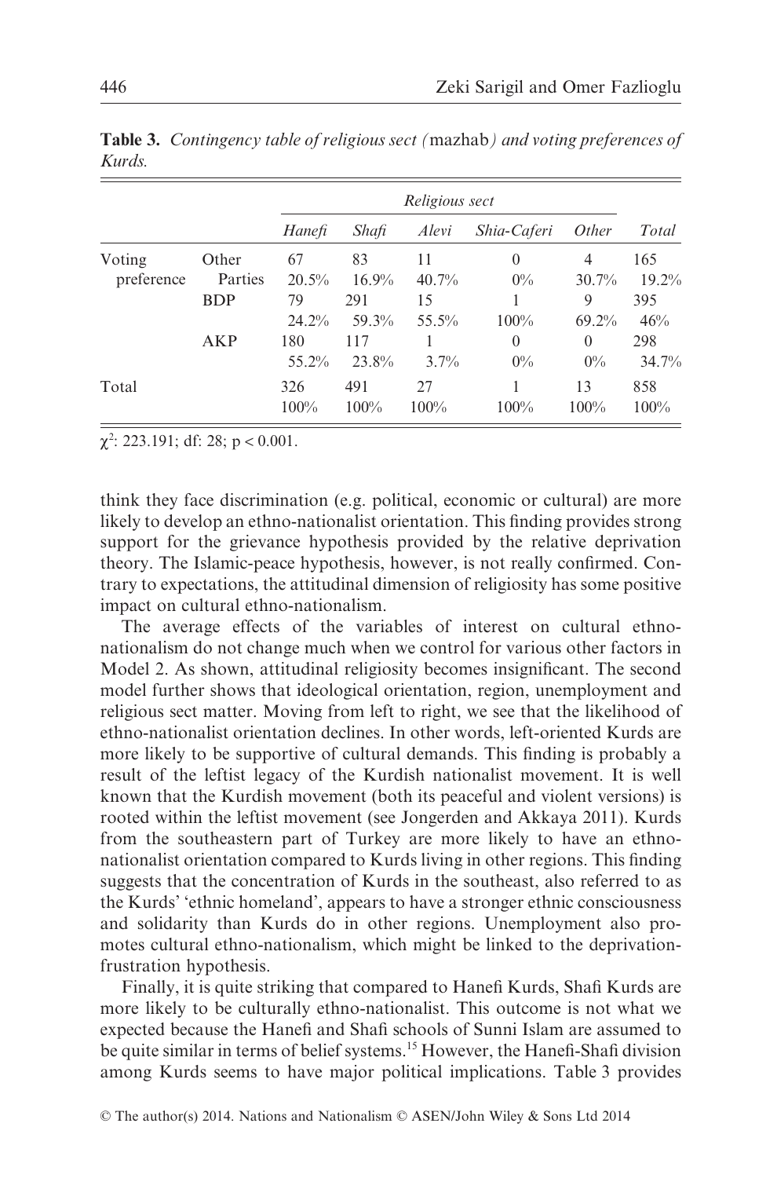**Table 3.** *Contingency table of religious sect (*mazhab*) and voting preferences of Kurds.*

| | | *Religious sect* | | | | | |
|---|---|---|---|---|---|---|---|
| | | *Hanefi* | *Shafi* | *Alevi* | *Shia-Caferi* | *Other* | *Total* |
| Voting preference | Other Parties | 67<br>20.5% | 83<br>16.9% | 11<br>40.7% | 0<br>0% | 4<br>30.7% | 165<br>19.2% |
| | BDP | 79<br>24.2% | 291<br>59.3% | 15<br>55.5% | 1<br>100% | 9<br>69.2% | 395<br>46% |
| | AKP | 180<br>55.2% | 117<br>23.8% | 1<br>3.7% | 0<br>0% | 0<br>0% | 298<br>34.7% |
| Total | | 326<br>100% | 491<br>100% | 27<br>100% | 1<br>100% | 13<br>100% | 858<br>100% |

$\chi^2$: 223.191; df: 28; $p < 0.001$.

think they face discrimination (e.g. political, economic or cultural) are more likely to develop an ethno-nationalist orientation. This finding provides strong support for the grievance hypothesis provided by the relative deprivation theory. The Islamic-peace hypothesis, however, is not really confirmed. Contrary to expectations, the attitudinal dimension of religiosity has some positive impact on cultural ethno-nationalism.

The average effects of the variables of interest on cultural ethno-nationalism do not change much when we control for various other factors in Model 2. As shown, attitudinal religiosity becomes insignificant. The second model further shows that ideological orientation, region, unemployment and religious sect matter. Moving from left to right, we see that the likelihood of ethno-nationalist orientation declines. In other words, left-oriented Kurds are more likely to be supportive of cultural demands. This finding is probably a result of the leftist legacy of the Kurdish nationalist movement. It is well known that the Kurdish movement (both its peaceful and violent versions) is rooted within the leftist movement (see Jongerden and Akkaya 2011). Kurds from the southeastern part of Turkey are more likely to have an ethno-nationalist orientation compared to Kurds living in other regions. This finding suggests that the concentration of Kurds in the southeast, also referred to as the Kurds' 'ethnic homeland', appears to have a stronger ethnic consciousness and solidarity than Kurds do in other regions. Unemployment also promotes cultural ethno-nationalism, which might be linked to the deprivation-frustration hypothesis.

Finally, it is quite striking that compared to Hanefi Kurds, Shafi Kurds are more likely to be culturally ethno-nationalist. This outcome is not what we expected because the Hanefi and Shafi schools of Sunni Islam are assumed to be quite similar in terms of belief systems.[15] However, the Hanefi-Shafi division among Kurds seems to have major political implications. Table 3 provides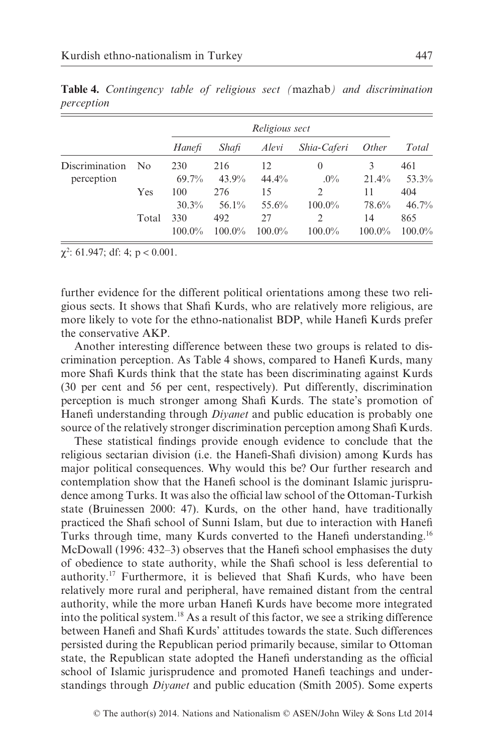**Table 4.** *Contingency table of religious sect (*mazhab*) and discrimination perception*

| | | *Religious sect* | | | | | |
|---|---|---|---|---|---|---|---|
| | | *Hanefi* | *Shafi* | *Alevi* | *Shia-Caferi* | *Other* | *Total* |
| Discrimination perception | No | 230<br>69.7% | 216<br>43.9% | 12<br>44.4% | 0<br>.0% | 3<br>21.4% | 461<br>53.3% |
| | Yes | 100<br>30.3% | 276<br>56.1% | 15<br>55.6% | 2<br>100.0% | 11<br>78.6% | 404<br>46.7% |
| | Total | 330<br>100.0% | 492<br>100.0% | 27<br>100.0% | 2<br>100.0% | 14<br>100.0% | 865<br>100.0% |

$\chi^2$: 61.947; df: 4; $p < 0.001$.

further evidence for the different political orientations among these two religious sects. It shows that Shafi Kurds, who are relatively more religious, are more likely to vote for the ethno-nationalist BDP, while Hanefi Kurds prefer the conservative AKP.

Another interesting difference between these two groups is related to discrimination perception. As Table 4 shows, compared to Hanefi Kurds, many more Shafi Kurds think that the state has been discriminating against Kurds (30 per cent and 56 per cent, respectively). Put differently, discrimination perception is much stronger among Shafi Kurds. The state's promotion of Hanefi understanding through *Diyanet* and public education is probably one source of the relatively stronger discrimination perception among Shafi Kurds.

These statistical findings provide enough evidence to conclude that the religious sectarian division (i.e. the Hanefi-Shafi division) among Kurds has major political consequences. Why would this be? Our further research and contemplation show that the Hanefi school is the dominant Islamic jurisprudence among Turks. It was also the official law school of the Ottoman-Turkish state (Bruinessen 2000: 47). Kurds, on the other hand, have traditionally practiced the Shafi school of Sunni Islam, but due to interaction with Hanefi Turks through time, many Kurds converted to the Hanefi understanding.[16] McDowall (1996: 432–3) observes that the Hanefi school emphasises the duty of obedience to state authority, while the Shafi school is less deferential to authority.[17] Furthermore, it is believed that Shafi Kurds, who have been relatively more rural and peripheral, have remained distant from the central authority, while the more urban Hanefi Kurds have become more integrated into the political system.[18] As a result of this factor, we see a striking difference between Hanefi and Shafi Kurds' attitudes towards the state. Such differences persisted during the Republican period primarily because, similar to Ottoman state, the Republican state adopted the Hanefi understanding as the official school of Islamic jurisprudence and promoted Hanefi teachings and understandings through *Diyanet* and public education (Smith 2005). Some experts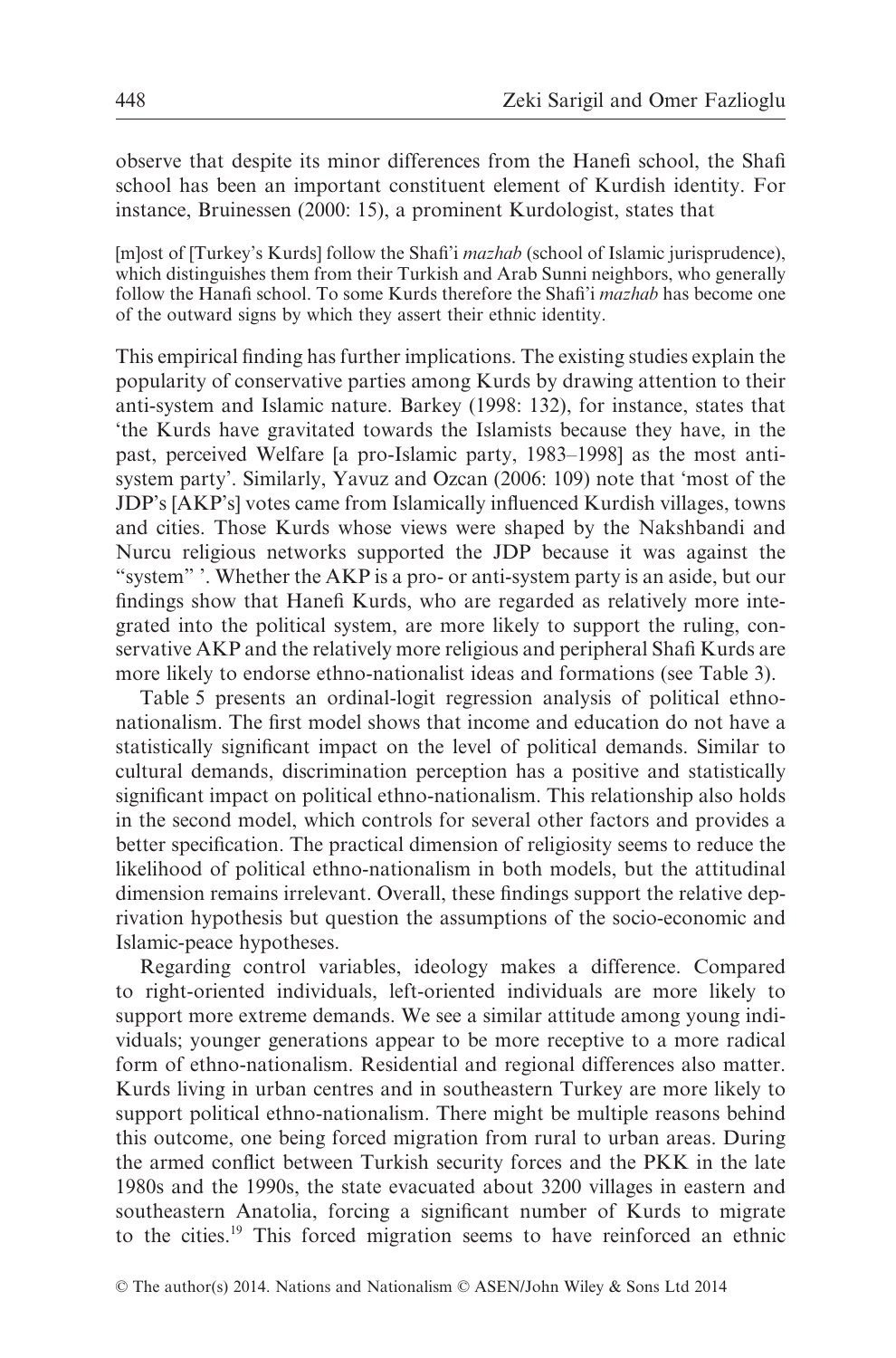observe that despite its minor differences from the Hanefi school, the Shafi school has been an important constituent element of Kurdish identity. For instance, Bruinessen (2000: 15), a prominent Kurdologist, states that

> [m]ost of [Turkey's Kurds] follow the Shafi'i *mazhab* (school of Islamic jurisprudence), which distinguishes them from their Turkish and Arab Sunni neighbors, who generally follow the Hanafi school. To some Kurds therefore the Shafi'i *mazhab* has become one of the outward signs by which they assert their ethnic identity.

This empirical finding has further implications. The existing studies explain the popularity of conservative parties among Kurds by drawing attention to their anti-system and Islamic nature. Barkey (1998: 132), for instance, states that 'the Kurds have gravitated towards the Islamists because they have, in the past, perceived Welfare [a pro-Islamic party, 1983–1998] as the most anti-system party'. Similarly, Yavuz and Ozcan (2006: 109) note that 'most of the JDP's [AKP's] votes came from Islamically influenced Kurdish villages, towns and cities. Those Kurds whose views were shaped by the Nakshbandi and Nurcu religious networks supported the JDP because it was against the "system" '. Whether the AKP is a pro- or anti-system party is an aside, but our findings show that Hanefi Kurds, who are regarded as relatively more integrated into the political system, are more likely to support the ruling, conservative AKP and the relatively more religious and peripheral Shafi Kurds are more likely to endorse ethno-nationalist ideas and formations (see Table 3).

Table 5 presents an ordinal-logit regression analysis of political ethno-nationalism. The first model shows that income and education do not have a statistically significant impact on the level of political demands. Similar to cultural demands, discrimination perception has a positive and statistically significant impact on political ethno-nationalism. This relationship also holds in the second model, which controls for several other factors and provides a better specification. The practical dimension of religiosity seems to reduce the likelihood of political ethno-nationalism in both models, but the attitudinal dimension remains irrelevant. Overall, these findings support the relative deprivation hypothesis but question the assumptions of the socio-economic and Islamic-peace hypotheses.

Regarding control variables, ideology makes a difference. Compared to right-oriented individuals, left-oriented individuals are more likely to support more extreme demands. We see a similar attitude among young individuals; younger generations appear to be more receptive to a more radical form of ethno-nationalism. Residential and regional differences also matter. Kurds living in urban centres and in southeastern Turkey are more likely to support political ethno-nationalism. There might be multiple reasons behind this outcome, one being forced migration from rural to urban areas. During the armed conflict between Turkish security forces and the PKK in the late 1980s and the 1990s, the state evacuated about 3200 villages in eastern and southeastern Anatolia, forcing a significant number of Kurds to migrate to the cities.[19] This forced migration seems to have reinforced an ethnic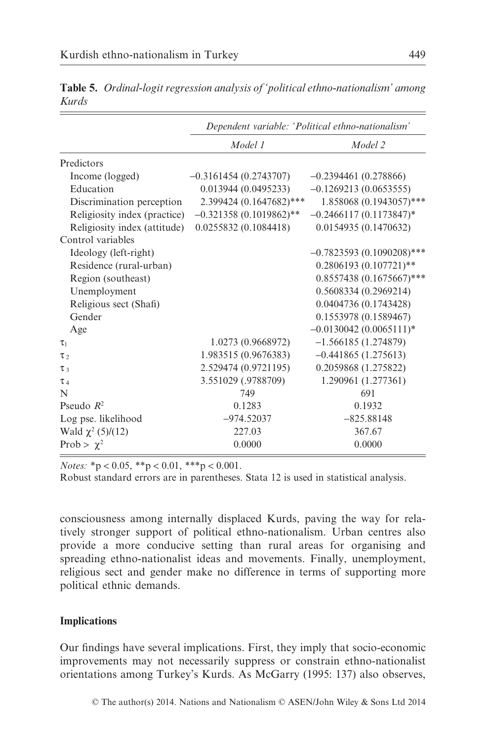**Table 5.** *Ordinal-logit regression analysis of 'political ethno-nationalism' among Kurds*

| | *Dependent variable: 'Political ethno-nationalism'* | |
|---|---|---|
| | *Model 1* | *Model 2* |
| Predictors | | |
| Income (logged) | –0.3161454 (0.2743707) | –0.2394461 (0.278866) |
| Education | 0.013944 (0.0495233) | –0.1269213 (0.0653555) |
| Discrimination perception | 2.399424 (0.1647682)*** | 1.858068 (0.1943057)*** |
| Religiosity index (practice) | –0.321358 (0.1019862)** | –0.2466117 (0.1173847)* |
| Religiosity index (attitude) | 0.0255832 (0.1084418) | 0.0154935 (0.1470632) |
| Control variables | | |
| Ideology (left-right) | | –0.7823593 (0.1090208)*** |
| Residence (rural-urban) | | 0.2806193 (0.107721)** |
| Region (southeast) | | 0.8557438 (0.1675667)*** |
| Unemployment | | 0.5608334 (0.2969214) |
| Religious sect (Shafi) | | 0.0404736 (0.1743428) |
| Gender | | 0.1553978 (0.1589467) |
| Age | | –0.0130042 (0.0065111)* |
| $\tau_1$ | 1.0273 (0.9668972) | –1.566185 (1.274879) |
| $\tau_2$ | 1.983515 (0.9676383) | –0.441865 (1.275613) |
| $\tau_3$ | 2.529474 (0.9721195) | 0.2059868 (1.275822) |
| $\tau_4$ | 3.551029 (.9788709) | 1.290961 (1.277361) |
| N | 749 | 691 |
| Pseudo $R^2$ | 0.1283 | 0.1932 |
| Log pse. likelihood | –974.52037 | –825.88148 |
| Wald $\chi^2$ (5)/(12) | 227.03 | 367.67 |
| Prob > $\chi^2$ | 0.0000 | 0.0000 |

*Notes:* *p < 0.05, **p < 0.01, ***p < 0.001.
Robust standard errors are in parentheses. Stata 12 is used in statistical analysis.

consciousness among internally displaced Kurds, paving the way for relatively stronger support of political ethno-nationalism. Urban centres also provide a more conducive setting than rural areas for organising and spreading ethno-nationalist ideas and movements. Finally, unemployment, religious sect and gender make no difference in terms of supporting more political ethnic demands.

## Implications

Our findings have several implications. First, they imply that socio-economic improvements may not necessarily suppress or constrain ethno-nationalist orientations among Turkey's Kurds. As McGarry (1995: 137) also observes,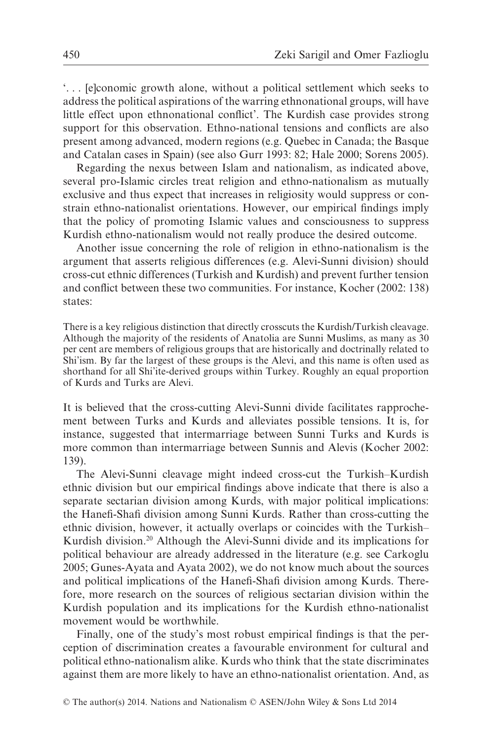'. . . [e]conomic growth alone, without a political settlement which seeks to address the political aspirations of the warring ethnonational groups, will have little effect upon ethnonational conflict'. The Kurdish case provides strong support for this observation. Ethno-national tensions and conflicts are also present among advanced, modern regions (e.g. Quebec in Canada; the Basque and Catalan cases in Spain) (see also Gurr 1993: 82; Hale 2000; Sorens 2005).

Regarding the nexus between Islam and nationalism, as indicated above, several pro-Islamic circles treat religion and ethno-nationalism as mutually exclusive and thus expect that increases in religiosity would suppress or constrain ethno-nationalist orientations. However, our empirical findings imply that the policy of promoting Islamic values and consciousness to suppress Kurdish ethno-nationalism would not really produce the desired outcome.

Another issue concerning the role of religion in ethno-nationalism is the argument that asserts religious differences (e.g. Alevi-Sunni division) should cross-cut ethnic differences (Turkish and Kurdish) and prevent further tension and conflict between these two communities. For instance, Kocher (2002: 138) states:

> There is a key religious distinction that directly crosscuts the Kurdish/Turkish cleavage. Although the majority of the residents of Anatolia are Sunni Muslims, as many as 30 per cent are members of religious groups that are historically and doctrinally related to Shi'ism. By far the largest of these groups is the Alevi, and this name is often used as shorthand for all Shi'ite-derived groups within Turkey. Roughly an equal proportion of Kurds and Turks are Alevi.

It is believed that the cross-cutting Alevi-Sunni divide facilitates rapprochement between Turks and Kurds and alleviates possible tensions. It is, for instance, suggested that intermarriage between Sunni Turks and Kurds is more common than intermarriage between Sunnis and Alevis (Kocher 2002: 139).

The Alevi-Sunni cleavage might indeed cross-cut the Turkish–Kurdish ethnic division but our empirical findings above indicate that there is also a separate sectarian division among Kurds, with major political implications: the Hanefi-Shafi division among Sunni Kurds. Rather than cross-cutting the ethnic division, however, it actually overlaps or coincides with the Turkish–Kurdish division.[20] Although the Alevi-Sunni divide and its implications for political behaviour are already addressed in the literature (e.g. see Carkoglu 2005; Gunes-Ayata and Ayata 2002), we do not know much about the sources and political implications of the Hanefi-Shafi division among Kurds. Therefore, more research on the sources of religious sectarian division within the Kurdish population and its implications for the Kurdish ethno-nationalist movement would be worthwhile.

Finally, one of the study's most robust empirical findings is that the perception of discrimination creates a favourable environment for cultural and political ethno-nationalism alike. Kurds who think that the state discriminates against them are more likely to have an ethno-nationalist orientation. And, as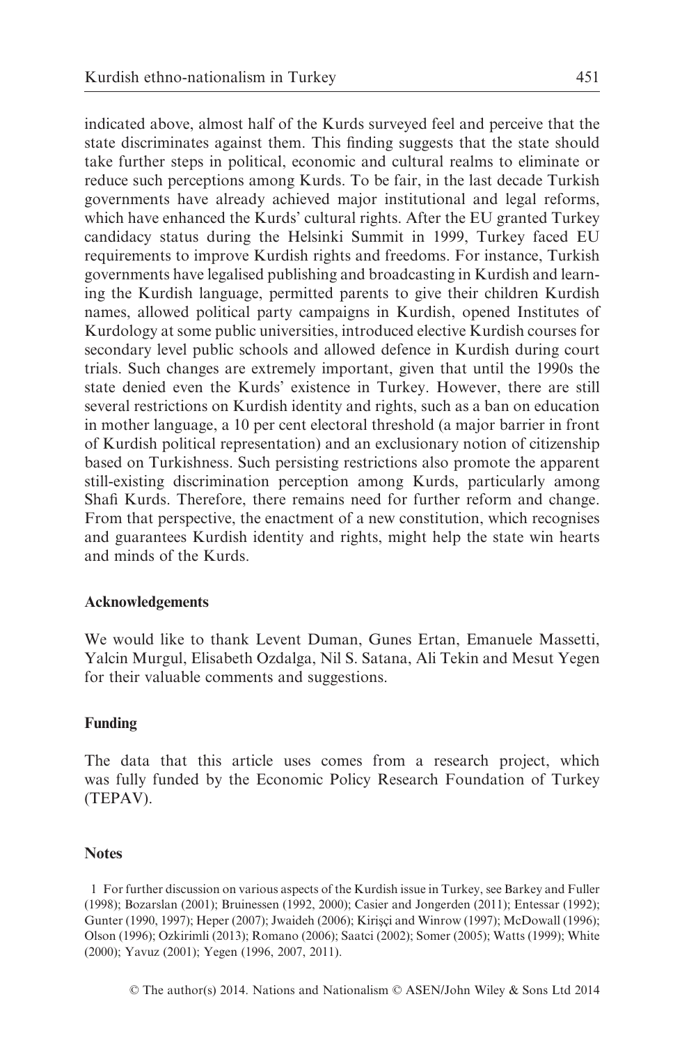indicated above, almost half of the Kurds surveyed feel and perceive that the state discriminates against them. This finding suggests that the state should take further steps in political, economic and cultural realms to eliminate or reduce such perceptions among Kurds. To be fair, in the last decade Turkish governments have already achieved major institutional and legal reforms, which have enhanced the Kurds' cultural rights. After the EU granted Turkey candidacy status during the Helsinki Summit in 1999, Turkey faced EU requirements to improve Kurdish rights and freedoms. For instance, Turkish governments have legalised publishing and broadcasting in Kurdish and learning the Kurdish language, permitted parents to give their children Kurdish names, allowed political party campaigns in Kurdish, opened Institutes of Kurdology at some public universities, introduced elective Kurdish courses for secondary level public schools and allowed defence in Kurdish during court trials. Such changes are extremely important, given that until the 1990s the state denied even the Kurds' existence in Turkey. However, there are still several restrictions on Kurdish identity and rights, such as a ban on education in mother language, a 10 per cent electoral threshold (a major barrier in front of Kurdish political representation) and an exclusionary notion of citizenship based on Turkishness. Such persisting restrictions also promote the apparent still-existing discrimination perception among Kurds, particularly among Shafi Kurds. Therefore, there remains need for further reform and change. From that perspective, the enactment of a new constitution, which recognises and guarantees Kurdish identity and rights, might help the state win hearts and minds of the Kurds.

## Acknowledgements

We would like to thank Levent Duman, Gunes Ertan, Emanuele Massetti, Yalcin Murgul, Elisabeth Ozdalga, Nil S. Satana, Ali Tekin and Mesut Yegen for their valuable comments and suggestions.

## Funding

The data that this article uses comes from a research project, which was fully funded by the Economic Policy Research Foundation of Turkey (TEPAV).

## Notes

1 For further discussion on various aspects of the Kurdish issue in Turkey, see Barkey and Fuller (1998); Bozarslan (2001); Bruinessen (1992, 2000); Casier and Jongerden (2011); Entessar (1992); Gunter (1990, 1997); Heper (2007); Jwaideh (2006); Kirişçi and Winrow (1997); McDowall (1996); Olson (1996); Ozkirimli (2013); Romano (2006); Saatci (2002); Somer (2005); Watts (1999); White (2000); Yavuz (2001); Yegen (1996, 2007, 2011).

© The author(s) 2014. Nations and Nationalism © ASEN/John Wiley & Sons Ltd 2014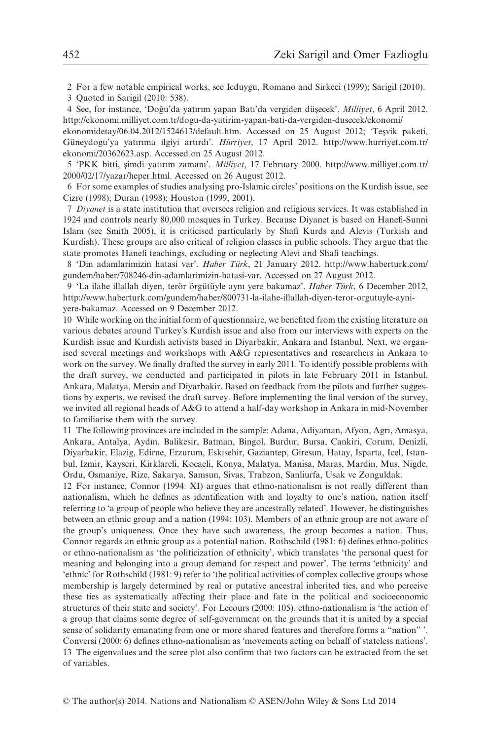2 For a few notable empirical works, see Icduygu, Romano and Sirkeci (1999); Sarigil (2010).

3 Quoted in Sarigil (2010: 538).

4 See, for instance, 'Doğu'da yatırım yapan Batı'da vergiden düşecek'. *Milliyet*, 6 April 2012. http://ekonomi.milliyet.com.tr/dogu-da-yatirim-yapan-bati-da-vergiden-dusecek/ekonomi/ekonomidetay/06.04.2012/1524613/default.htm. Accessed on 25 August 2012; 'Teşvik paketi, Güneydogu'ya yatırıma ilgiyi artırdı'. *Hürriyet*, 17 April 2012. http://www.hurriyet.com.tr/ekonomi/20362623.asp. Accessed on 25 August 2012.

5 'PKK bitti, şimdi yatırım zamanı'. *Milliyet*, 17 February 2000. http://www.milliyet.com.tr/2000/02/17/yazar/heper.html. Accessed on 26 August 2012.

6 For some examples of studies analysing pro-Islamic circles' positions on the Kurdish issue, see Cizre (1998); Duran (1998); Houston (1999, 2001).

7 *Diyanet* is a state institution that oversees religion and religious services. It was established in 1924 and controls nearly 80,000 mosques in Turkey. Because Diyanet is based on Hanefi-Sunni Islam (see Smith 2005), it is criticised particularly by Shafi Kurds and Alevis (Turkish and Kurdish). These groups are also critical of religion classes in public schools. They argue that the state promotes Hanefi teachings, excluding or neglecting Alevi and Shafi teachings.

8 'Din adamlarimizin hatasi var'. *Haber Türk*, 21 January 2012. http://www.haberturk.com/gundem/haber/708246-din-adamlarimizin-hatasi-var. Accessed on 27 August 2012.

9 'La ilahe illallah diyen, terör örgütüyle aynı yere bakamaz'. *Haber Türk*, 6 December 2012, http://www.haberturk.com/gundem/haber/800731-la-ilahe-illallah-diyen-teror-orgutuyle-ayni-yere-bakamaz. Accessed on 9 December 2012.

10 While working on the initial form of questionnaire, we benefited from the existing literature on various debates around Turkey's Kurdish issue and also from our interviews with experts on the Kurdish issue and Kurdish activists based in Diyarbakir, Ankara and Istanbul. Next, we organised several meetings and workshops with A&G representatives and researchers in Ankara to work on the survey. We finally drafted the survey in early 2011. To identify possible problems with the draft survey, we conducted and participated in pilots in late February 2011 in Istanbul, Ankara, Malatya, Mersin and Diyarbakir. Based on feedback from the pilots and further suggestions by experts, we revised the draft survey. Before implementing the final version of the survey, we invited all regional heads of A&G to attend a half-day workshop in Ankara in mid-November to familiarise them with the survey.

11 The following provinces are included in the sample: Adana, Adiyaman, Afyon, Agrı, Amasya, Ankara, Antalya, Aydın, Balikesir, Batman, Bingol, Burdur, Bursa, Cankiri, Corum, Denizli, Diyarbakir, Elazig, Edirne, Erzurum, Eskisehir, Gaziantep, Giresun, Hatay, Isparta, Icel, Istanbul, Izmir, Kayseri, Kirklareli, Kocaeli, Konya, Malatya, Manisa, Maras, Mardin, Mus, Nigde, Ordu, Osmaniye, Rize, Sakarya, Samsun, Sivas, Trabzon, Sanliurfa, Usak ve Zonguldak.

12 For instance, Connor (1994: XI) argues that ethno-nationalism is not really different than nationalism, which he defines as identification with and loyalty to one's nation, nation itself referring to 'a group of people who believe they are ancestrally related'. However, he distinguishes between an ethnic group and a nation (1994: 103). Members of an ethnic group are not aware of the group's uniqueness. Once they have such awareness, the group becomes a nation. Thus, Connor regards an ethnic group as a potential nation. Rothschild (1981: 6) defines ethno-politics or ethno-nationalism as 'the politicization of ethnicity', which translates 'the personal quest for meaning and belonging into a group demand for respect and power'. The terms 'ethnicity' and 'ethnic' for Rothschild (1981: 9) refer to 'the political activities of complex collective groups whose membership is largely determined by real or putative ancestral inherited ties, and who perceive these ties as systematically affecting their place and fate in the political and socioeconomic structures of their state and society'. For Lecours (2000: 105), ethno-nationalism is 'the action of a group that claims some degree of self-government on the grounds that it is united by a special sense of solidarity emanating from one or more shared features and therefore forms a "nation" '. Conversi (2000: 6) defines ethno-nationalism as 'movements acting on behalf of stateless nations'.

13 The eigenvalues and the scree plot also confirm that two factors can be extracted from the set of variables.

© The author(s) 2014. Nations and Nationalism © ASEN/John Wiley & Sons Ltd 2014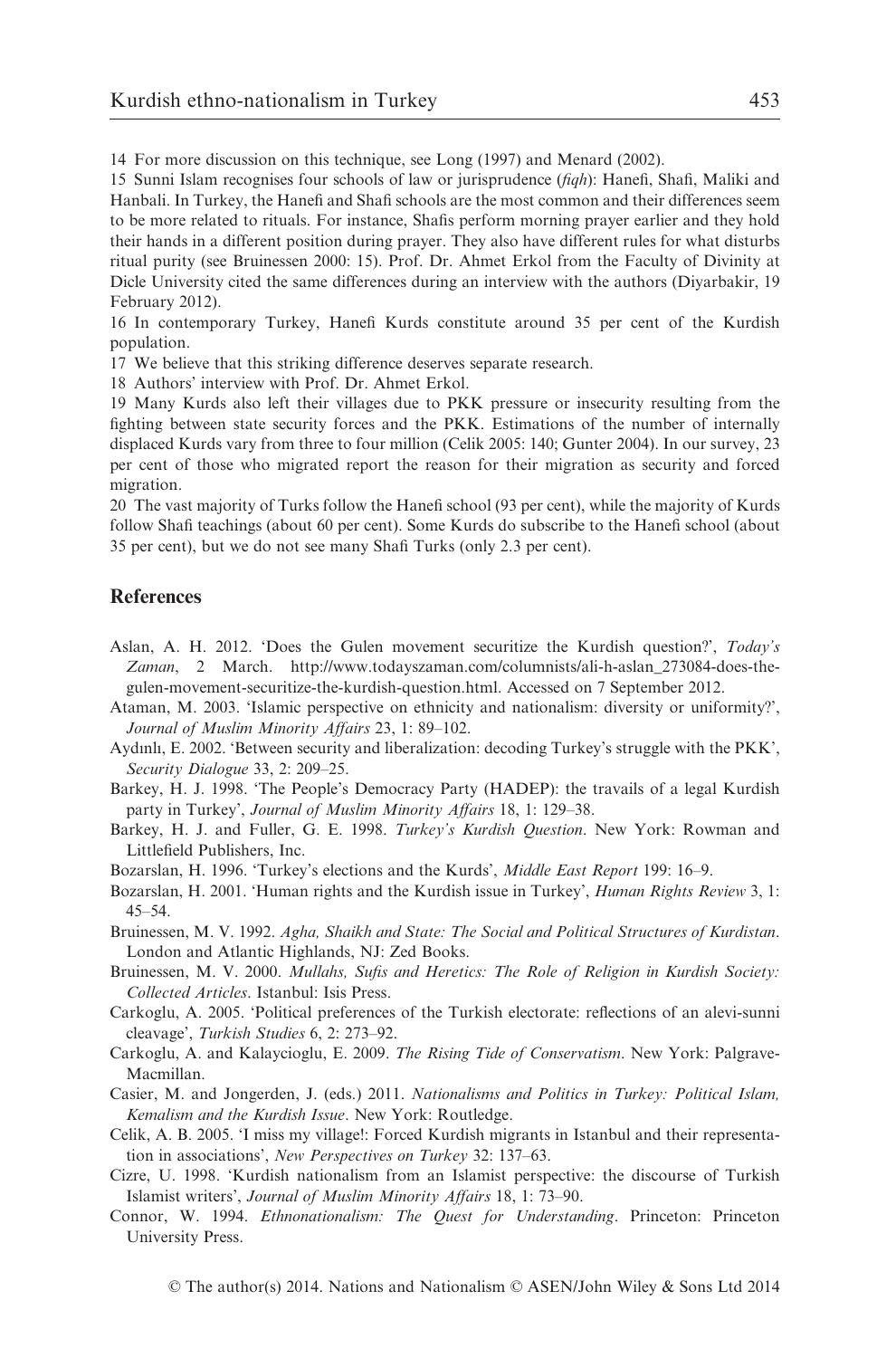14 For more discussion on this technique, see Long (1997) and Menard (2002).

15 Sunni Islam recognises four schools of law or jurisprudence (*fiqh*): Hanefi, Shafi, Maliki and Hanbali. In Turkey, the Hanefi and Shafi schools are the most common and their differences seem to be more related to rituals. For instance, Shafis perform morning prayer earlier and they hold their hands in a different position during prayer. They also have different rules for what disturbs ritual purity (see Bruinessen 2000: 15). Prof. Dr. Ahmet Erkol from the Faculty of Divinity at Dicle University cited the same differences during an interview with the authors (Diyarbakir, 19 February 2012).

16 In contemporary Turkey, Hanefi Kurds constitute around 35 per cent of the Kurdish population.

17 We believe that this striking difference deserves separate research.

18 Authors' interview with Prof. Dr. Ahmet Erkol.

19 Many Kurds also left their villages due to PKK pressure or insecurity resulting from the fighting between state security forces and the PKK. Estimations of the number of internally displaced Kurds vary from three to four million (Celik 2005: 140; Gunter 2004). In our survey, 23 per cent of those who migrated report the reason for their migration as security and forced migration.

20 The vast majority of Turks follow the Hanefi school (93 per cent), while the majority of Kurds follow Shafi teachings (about 60 per cent). Some Kurds do subscribe to the Hanefi school (about 35 per cent), but we do not see many Shafi Turks (only 2.3 per cent).

## References

Aslan, A. H. 2012. 'Does the Gulen movement securitize the Kurdish question?', *Today's Zaman*, 2 March. http://www.todayszaman.com/columnists/ali-h-aslan_273084-does-the-gulen-movement-securitize-the-kurdish-question.html. Accessed on 7 September 2012.

Ataman, M. 2003. 'Islamic perspective on ethnicity and nationalism: diversity or uniformity?', *Journal of Muslim Minority Affairs* 23, 1: 89–102.

Aydınlı, E. 2002. 'Between security and liberalization: decoding Turkey's struggle with the PKK', *Security Dialogue* 33, 2: 209–25.

Barkey, H. J. 1998. 'The People's Democracy Party (HADEP): the travails of a legal Kurdish party in Turkey', *Journal of Muslim Minority Affairs* 18, 1: 129–38.

Barkey, H. J. and Fuller, G. E. 1998. *Turkey's Kurdish Question*. New York: Rowman and Littlefield Publishers, Inc.

Bozarslan, H. 1996. 'Turkey's elections and the Kurds', *Middle East Report* 199: 16–9.

Bozarslan, H. 2001. 'Human rights and the Kurdish issue in Turkey', *Human Rights Review* 3, 1: 45–54.

Bruinessen, M. V. 1992. *Agha, Shaikh and State: The Social and Political Structures of Kurdistan*. London and Atlantic Highlands, NJ: Zed Books.

Bruinessen, M. V. 2000. *Mullahs, Sufis and Heretics: The Role of Religion in Kurdish Society: Collected Articles*. Istanbul: Isis Press.

Carkoglu, A. 2005. 'Political preferences of the Turkish electorate: reflections of an alevi-sunni cleavage', *Turkish Studies* 6, 2: 273–92.

Carkoglu, A. and Kalaycioglu, E. 2009. *The Rising Tide of Conservatism*. New York: Palgrave-Macmillan.

Casier, M. and Jongerden, J. (eds.) 2011. *Nationalisms and Politics in Turkey: Political Islam, Kemalism and the Kurdish Issue*. New York: Routledge.

Celik, A. B. 2005. 'I miss my village!: Forced Kurdish migrants in Istanbul and their representation in associations', *New Perspectives on Turkey* 32: 137–63.

Cizre, U. 1998. 'Kurdish nationalism from an Islamist perspective: the discourse of Turkish Islamist writers', *Journal of Muslim Minority Affairs* 18, 1: 73–90.

Connor, W. 1994. *Ethnonationalism: The Quest for Understanding*. Princeton: Princeton University Press.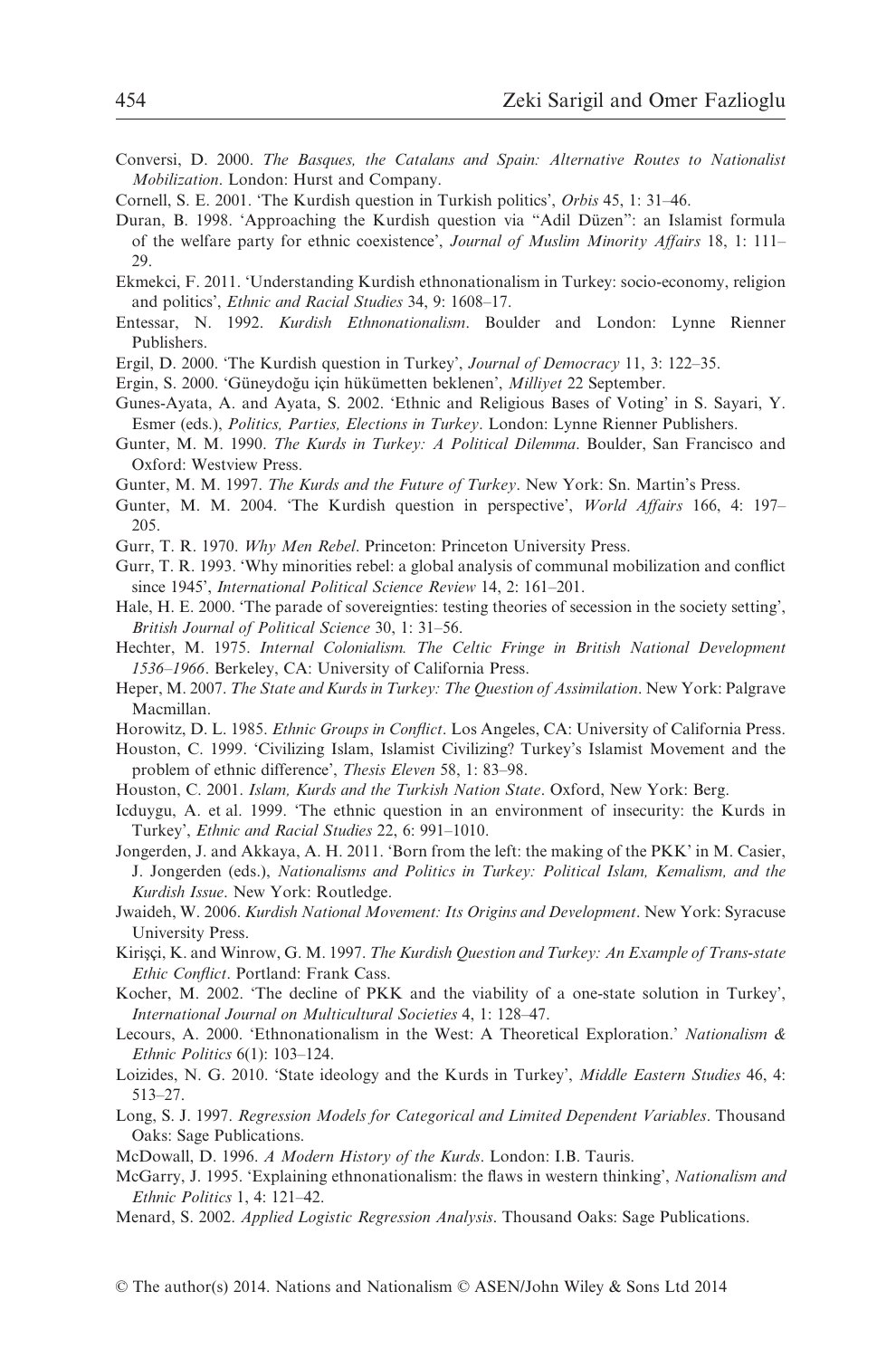Conversi, D. 2000. *The Basques, the Catalans and Spain: Alternative Routes to Nationalist Mobilization*. London: Hurst and Company.

Cornell, S. E. 2001. 'The Kurdish question in Turkish politics', *Orbis* 45, 1: 31–46.

Duran, B. 1998. 'Approaching the Kurdish question via "Adil Düzen": an Islamist formula of the welfare party for ethnic coexistence', *Journal of Muslim Minority Affairs* 18, 1: 111–29.

Ekmekci, F. 2011. 'Understanding Kurdish ethnonationalism in Turkey: socio-economy, religion and politics', *Ethnic and Racial Studies* 34, 9: 1608–17.

Entessar, N. 1992. *Kurdish Ethnonationalism*. Boulder and London: Lynne Rienner Publishers.

Ergil, D. 2000. 'The Kurdish question in Turkey', *Journal of Democracy* 11, 3: 122–35.

Ergin, S. 2000. 'Güneydoğu için hükümetten beklenen', *Milliyet* 22 September.

Gunes-Ayata, A. and Ayata, S. 2002. 'Ethnic and Religious Bases of Voting' in S. Sayari, Y. Esmer (eds.), *Politics, Parties, Elections in Turkey*. London: Lynne Rienner Publishers.

Gunter, M. M. 1990. *The Kurds in Turkey: A Political Dilemma*. Boulder, San Francisco and Oxford: Westview Press.

Gunter, M. M. 1997. *The Kurds and the Future of Turkey*. New York: Sn. Martin's Press.

Gunter, M. M. 2004. 'The Kurdish question in perspective', *World Affairs* 166, 4: 197–205.

Gurr, T. R. 1970. *Why Men Rebel*. Princeton: Princeton University Press.

Gurr, T. R. 1993. 'Why minorities rebel: a global analysis of communal mobilization and conflict since 1945', *International Political Science Review* 14, 2: 161–201.

Hale, H. E. 2000. 'The parade of sovereignties: testing theories of secession in the society setting', *British Journal of Political Science* 30, 1: 31–56.

Hechter, M. 1975. *Internal Colonialism. The Celtic Fringe in British National Development 1536–1966*. Berkeley, CA: University of California Press.

Heper, M. 2007. *The State and Kurds in Turkey: The Question of Assimilation*. New York: Palgrave Macmillan.

Horowitz, D. L. 1985. *Ethnic Groups in Conflict*. Los Angeles, CA: University of California Press.

Houston, C. 1999. 'Civilizing Islam, Islamist Civilizing? Turkey's Islamist Movement and the problem of ethnic difference', *Thesis Eleven* 58, 1: 83–98.

Houston, C. 2001. *Islam, Kurds and the Turkish Nation State*. Oxford, New York: Berg.

Icduygu, A. et al. 1999. 'The ethnic question in an environment of insecurity: the Kurds in Turkey', *Ethnic and Racial Studies* 22, 6: 991–1010.

Jongerden, J. and Akkaya, A. H. 2011. 'Born from the left: the making of the PKK' in M. Casier, J. Jongerden (eds.), *Nationalisms and Politics in Turkey: Political Islam, Kemalism, and the Kurdish Issue*. New York: Routledge.

Jwaideh, W. 2006. *Kurdish National Movement: Its Origins and Development*. New York: Syracuse University Press.

Kirişçi, K. and Winrow, G. M. 1997. *The Kurdish Question and Turkey: An Example of Trans-state Ethic Conflict*. Portland: Frank Cass.

Kocher, M. 2002. 'The decline of PKK and the viability of a one-state solution in Turkey', *International Journal on Multicultural Societies* 4, 1: 128–47.

Lecours, A. 2000. 'Ethnonationalism in the West: A Theoretical Exploration.' *Nationalism & Ethnic Politics* 6(1): 103–124.

Loizides, N. G. 2010. 'State ideology and the Kurds in Turkey', *Middle Eastern Studies* 46, 4: 513–27.

Long, S. J. 1997. *Regression Models for Categorical and Limited Dependent Variables*. Thousand Oaks: Sage Publications.

McDowall, D. 1996. *A Modern History of the Kurds*. London: I.B. Tauris.

McGarry, J. 1995. 'Explaining ethnonationalism: the flaws in western thinking', *Nationalism and Ethnic Politics* 1, 4: 121–42.

Menard, S. 2002. *Applied Logistic Regression Analysis*. Thousand Oaks: Sage Publications.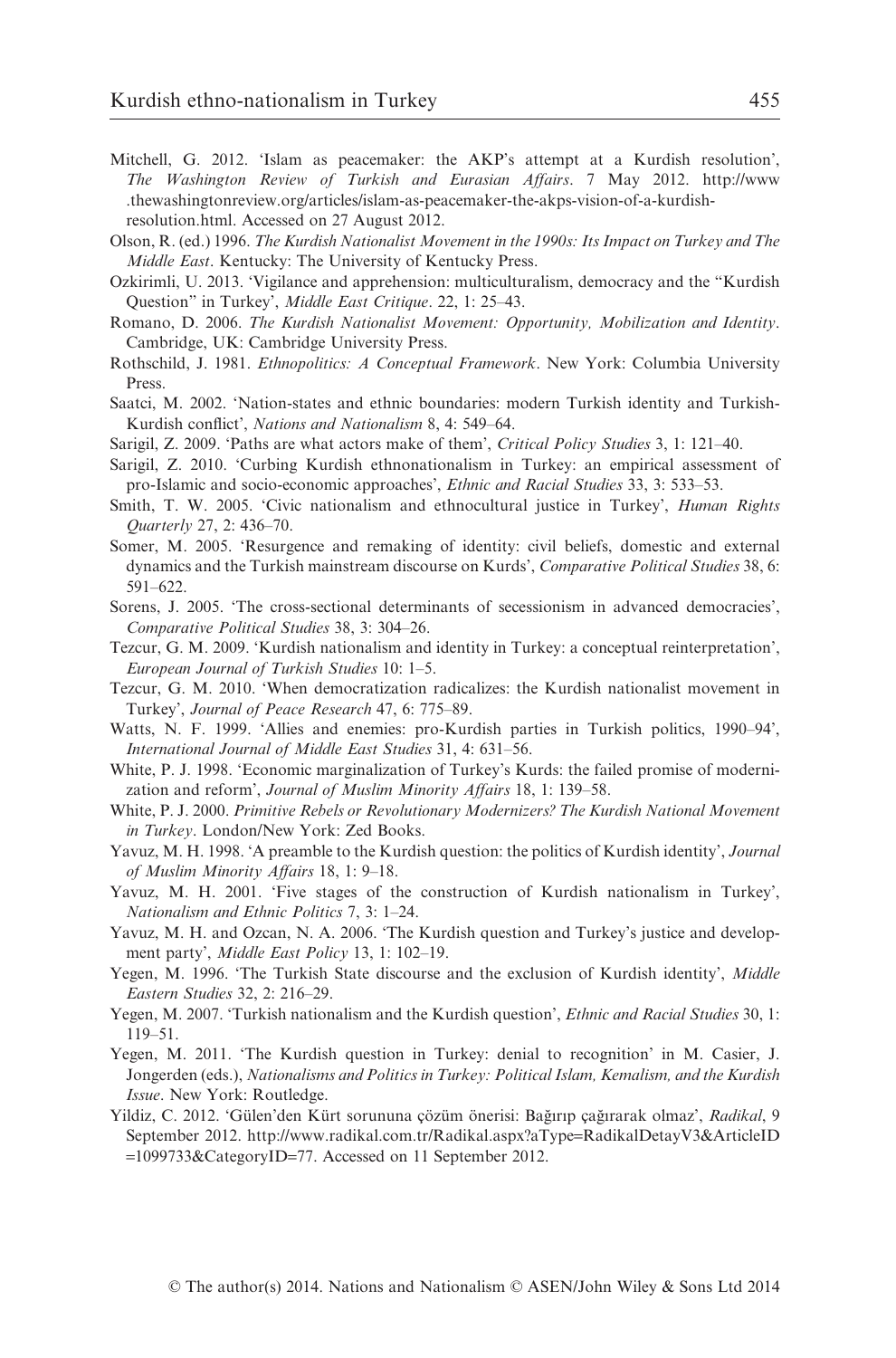Mitchell, G. 2012. 'Islam as peacemaker: the AKP's attempt at a Kurdish resolution', *The Washington Review of Turkish and Eurasian Affairs*. 7 May 2012. http://www.thewashingtonreview.org/articles/islam-as-peacemaker-the-akps-vision-of-a-kurdish-resolution.html. Accessed on 27 August 2012.

Olson, R. (ed.) 1996. *The Kurdish Nationalist Movement in the 1990s: Its Impact on Turkey and The Middle East*. Kentucky: The University of Kentucky Press.

Ozkirimli, U. 2013. 'Vigilance and apprehension: multiculturalism, democracy and the "Kurdish Question" in Turkey', *Middle East Critique*. 22, 1: 25–43.

Romano, D. 2006. *The Kurdish Nationalist Movement: Opportunity, Mobilization and Identity*. Cambridge, UK: Cambridge University Press.

Rothschild, J. 1981. *Ethnopolitics: A Conceptual Framework*. New York: Columbia University Press.

Saatci, M. 2002. 'Nation-states and ethnic boundaries: modern Turkish identity and Turkish-Kurdish conflict', *Nations and Nationalism* 8, 4: 549–64.

Sarigil, Z. 2009. 'Paths are what actors make of them', *Critical Policy Studies* 3, 1: 121–40.

Sarigil, Z. 2010. 'Curbing Kurdish ethnonationalism in Turkey: an empirical assessment of pro-Islamic and socio-economic approaches', *Ethnic and Racial Studies* 33, 3: 533–53.

Smith, T. W. 2005. 'Civic nationalism and ethnocultural justice in Turkey', *Human Rights Quarterly* 27, 2: 436–70.

Somer, M. 2005. 'Resurgence and remaking of identity: civil beliefs, domestic and external dynamics and the Turkish mainstream discourse on Kurds', *Comparative Political Studies* 38, 6: 591–622.

Sorens, J. 2005. 'The cross-sectional determinants of secessionism in advanced democracies', *Comparative Political Studies* 38, 3: 304–26.

Tezcur, G. M. 2009. 'Kurdish nationalism and identity in Turkey: a conceptual reinterpretation', *European Journal of Turkish Studies* 10: 1–5.

Tezcur, G. M. 2010. 'When democratization radicalizes: the Kurdish nationalist movement in Turkey', *Journal of Peace Research* 47, 6: 775–89.

Watts, N. F. 1999. 'Allies and enemies: pro-Kurdish parties in Turkish politics, 1990–94', *International Journal of Middle East Studies* 31, 4: 631–56.

White, P. J. 1998. 'Economic marginalization of Turkey's Kurds: the failed promise of modernization and reform', *Journal of Muslim Minority Affairs* 18, 1: 139–58.

White, P. J. 2000. *Primitive Rebels or Revolutionary Modernizers? The Kurdish National Movement in Turkey*. London/New York: Zed Books.

Yavuz, M. H. 1998. 'A preamble to the Kurdish question: the politics of Kurdish identity', *Journal of Muslim Minority Affairs* 18, 1: 9–18.

Yavuz, M. H. 2001. 'Five stages of the construction of Kurdish nationalism in Turkey', *Nationalism and Ethnic Politics* 7, 3: 1–24.

Yavuz, M. H. and Ozcan, N. A. 2006. 'The Kurdish question and Turkey's justice and development party', *Middle East Policy* 13, 1: 102–19.

Yegen, M. 1996. 'The Turkish State discourse and the exclusion of Kurdish identity', *Middle Eastern Studies* 32, 2: 216–29.

Yegen, M. 2007. 'Turkish nationalism and the Kurdish question', *Ethnic and Racial Studies* 30, 1: 119–51.

Yegen, M. 2011. 'The Kurdish question in Turkey: denial to recognition' in M. Casier, J. Jongerden (eds.), *Nationalisms and Politics in Turkey: Political Islam, Kemalism, and the Kurdish Issue*. New York: Routledge.

Yildiz, C. 2012. 'Gülen'den Kürt sorununa çözüm önerisi: Bağırıp çağırarak olmaz', *Radikal*, 9 September 2012. http://www.radikal.com.tr/Radikal.aspx?aType=RadikalDetayV3&ArticleID=1099733&CategoryID=77. Accessed on 11 September 2012.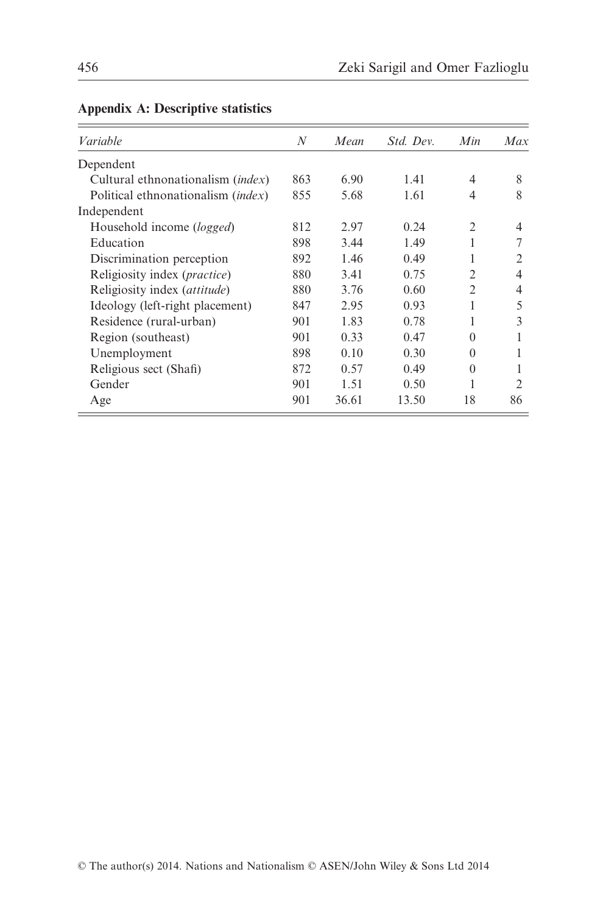## Appendix A: Descriptive statistics

| *Variable* | *N* | *Mean* | *Std. Dev.* | *Min* | *Max* |
|---|---|---|---|---|---|
| Dependent | | | | | |
| Cultural ethnonationalism (*index*) | 863 | 6.90 | 1.41 | 4 | 8 |
| Political ethnonationalism (*index*) | 855 | 5.68 | 1.61 | 4 | 8 |
| Independent | | | | | |
| Household income (*logged*) | 812 | 2.97 | 0.24 | 2 | 4 |
| Education | 898 | 3.44 | 1.49 | 1 | 7 |
| Discrimination perception | 892 | 1.46 | 0.49 | 1 | 2 |
| Religiosity index (*practice*) | 880 | 3.41 | 0.75 | 2 | 4 |
| Religiosity index (*attitude*) | 880 | 3.76 | 0.60 | 2 | 4 |
| Ideology (left-right placement) | 847 | 2.95 | 0.93 | 1 | 5 |
| Residence (rural-urban) | 901 | 1.83 | 0.78 | 1 | 3 |
| Region (southeast) | 901 | 0.33 | 0.47 | 0 | 1 |
| Unemployment | 898 | 0.10 | 0.30 | 0 | 1 |
| Religious sect (Shafi) | 872 | 0.57 | 0.49 | 0 | 1 |
| Gender | 901 | 1.51 | 0.50 | 1 | 2 |
| Age | 901 | 36.61 | 13.50 | 18 | 86 |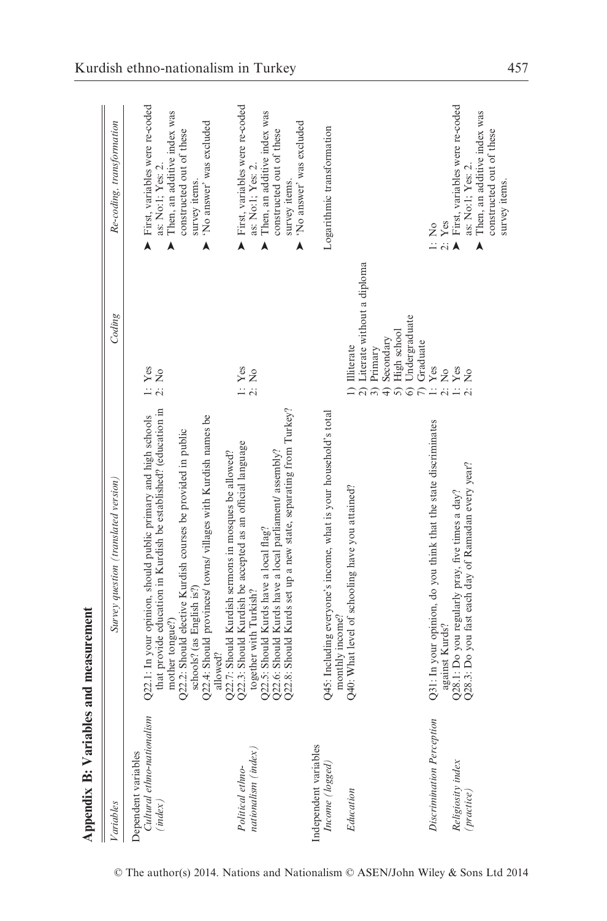**Appendix B: Variables and measurement**

| *Variables* | *Survey question (translated version)* | *Coding* | *Re-coding, transformation* |
|---|---|---|---|
| Dependent variables | | | |
| *Cultural ethno-nationalism (index)* | Q22.1: In your opinion, should public primary and high schools that provide education in Kurdish be established? (education in mother tongue?)<br>Q22.2: Should elective Kurdish courses be provided in public schools? (as English is?)<br>Q22.4: Should provinces/ towns/ villages with Kurdish names be allowed?<br>Q22.7: Should Kurdish sermons in mosques be allowed? | 1: Yes<br>2: No | ➤ First, variables were re-coded as: No:1; Yes: 2.<br>➤ Then, an additive index was constructed out of these survey items.<br>➤ 'No answer' was excluded |
| *Political ethno-nationalism (index)* | Q22.3: Should Kurdish be accepted as an official language together with Turkish?<br>Q22.5: Should Kurds have a local flag?<br>Q22.6: Should Kurds have a local parliament/ assembly?<br>Q22.8: Should Kurds set up a new state, separating from Turkey? | 1: Yes<br>2: No | ➤ First, variables were re-coded as: No:1; Yes: 2.<br>➤ Then, an additive index was constructed out of these survey items.<br>➤ 'No answer' was excluded |
| Independent variables | | | |
| *Income (logged)* | Q45: Including everyone's income, what is your household's total monthly income? | | Logarithmic transformation |
| *Education* | Q40: What level of schooling have you attained? | 1) Illiterate<br>2) Literate without a diploma<br>3) Primary<br>4) Secondary<br>5) High school<br>6) Undergraduate<br>7) Graduate | |
| *Discrimination Perception* | Q31: In your opinion, do you think that the state discriminates against Kurds? | 1: Yes<br>2: No | 1: No<br>2: Yes |
| *Religiosity index (practice)* | Q28.1: Do you regularly pray, five times a day?<br>Q28.3: Do you fast each day of Ramadan every year? | 1: Yes<br>2: No | ➤ First, variables were re-coded as: No:1; Yes: 2.<br>➤ Then, an additive index was constructed out of these survey items. |

© The author(s) 2014. Nations and Nationalism © ASEN/John Wiley & Sons Ltd 2014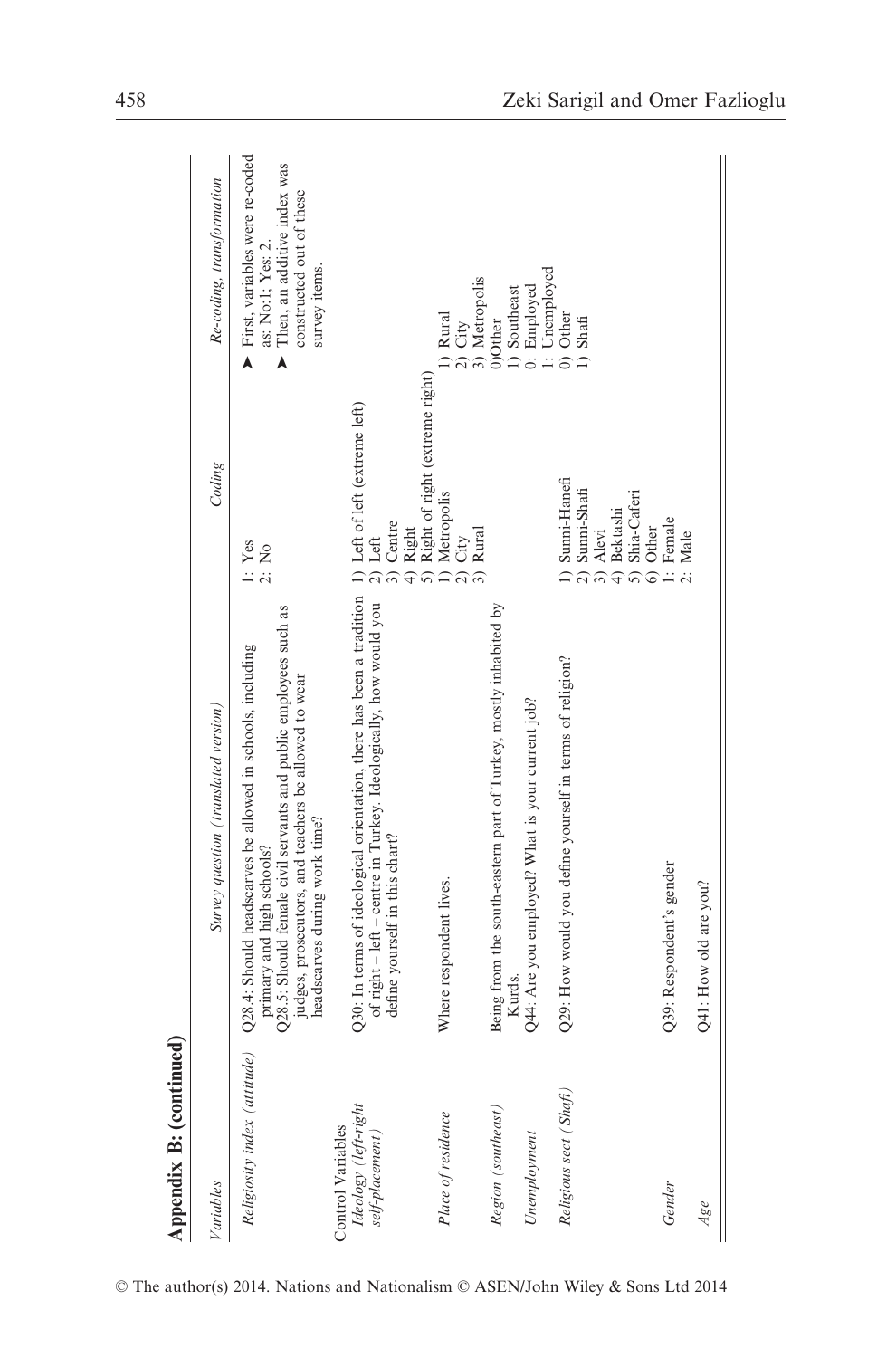**Appendix B: (continued)**

| Variables | Survey question (translated version) | Coding | Re-coding, transformation |
|---|---|---|---|
| *Religiosity index (attitude)* | Q28.4: Should headscarves be allowed in schools, including primary and high schools?<br>Q28.5: Should female civil servants and public employees such as judges, prosecutors, and teachers be allowed to wear headscarves during work time? | 1: Yes<br>2: No | ➤ First, variables were re-coded as: No:1; Yes: 2.<br>➤ Then, an additive index was constructed out of these survey items. |
| Control Variables | | | |
| *Ideology (left-right self-placement)* | Q30: In terms of ideological orientation, there has been a tradition of right – left – centre in Turkey. Ideologically, how would you define yourself in this chart? | 1) Left of left (extreme left)<br>2) Left<br>3) Centre<br>4) Right<br>5) Right of right (extreme right) | |
| *Place of residence* | Where respondent lives. | 1) Metropolis<br>2) City<br>3) Rural | 1) Rural<br>2) City<br>3) Metropolis |
| *Region (southeast)* | Being from the south-eastern part of Turkey, mostly inhabited by Kurds. | | 0)Other<br>1) Southeast |
| *Unemployment* | Q44: Are you employed? What is your current job? | | 0: Employed<br>1: Unemployed |
| *Religious sect (Shafi)* | Q29: How would you define yourself in terms of religion? | 1) Sunni-Hanefi<br>2) Sunni-Shafi<br>3) Alevi<br>4) Bektashi<br>5) Shia-Caferi<br>6) Other | 0) Other<br>1) Shafi |
| *Gender* | Q39: Respondent's gender | 1: Female<br>2: Male | |
| *Age* | Q41: How old are you? | | |

© The author(s) 2014. Nations and Nationalism © ASEN/John Wiley & Sons Ltd 2014